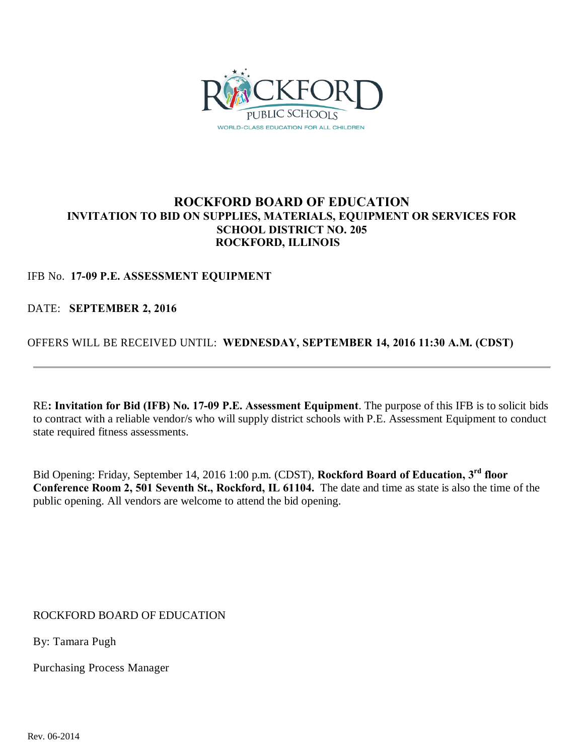ROCKFORD PUBLIC SCHOOLS

WORLD-CLASS EDUCATION FOR ALL CHILDREN

# ROCKFORD BOARD OF EDUCATION

## INVITATION TO BID ON SUPPLIES, MATERIALS, EQUIPMENT OR SERVICES FOR SCHOOL DISTRICT NO. 205 ROCKFORD, ILLINOIS

IFB No. **17-09 P.E. ASSESSMENT EQUIPMENT**

DATE: **SEPTEMBER 2, 2016**

OFFERS WILL BE RECEIVED UNTIL: **WEDNESDAY, SEPTEMBER 14, 2016 11:30 A.M. (CDST)**

---

RE**: Invitation for Bid (IFB) No. 17-09 P.E. Assessment Equipment**. The purpose of this IFB is to solicit bids to contract with a reliable vendor/s who will supply district schools with P.E. Assessment Equipment to conduct state required fitness assessments.

Bid Opening: Friday, September 14, 2016 1:00 p.m. (CDST), **Rockford Board of Education, 3rd floor Conference Room 2, 501 Seventh St., Rockford, IL 61104.** The date and time as state is also the time of the public opening. All vendors are welcome to attend the bid opening.

ROCKFORD BOARD OF EDUCATION

By: Tamara Pugh

Purchasing Process Manager

Rev. 06-2014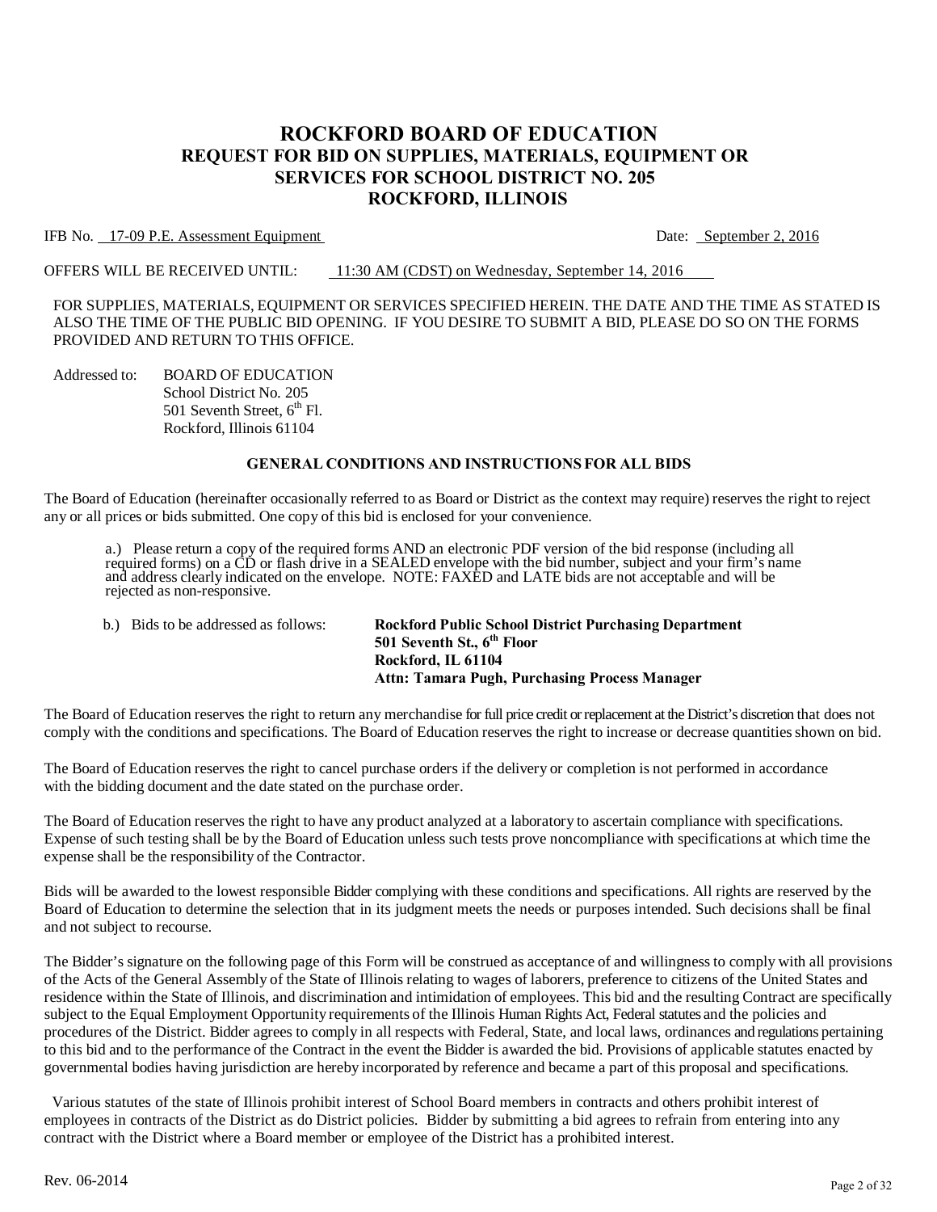# ROCKFORD BOARD OF EDUCATION
## REQUEST FOR BID ON SUPPLIES, MATERIALS, EQUIPMENT OR SERVICES FOR SCHOOL DISTRICT NO. 205 ROCKFORD, ILLINOIS

IFB No. 17-09 P.E. Assessment Equipment  Date: September 2, 2016

OFFERS WILL BE RECEIVED UNTIL: 11:30 AM (CDST) on Wednesday, September 14, 2016

FOR SUPPLIES, MATERIALS, EQUIPMENT OR SERVICES SPECIFIED HEREIN. THE DATE AND THE TIME AS STATED IS ALSO THE TIME OF THE PUBLIC BID OPENING. IF YOU DESIRE TO SUBMIT A BID, PLEASE DO SO ON THE FORMS PROVIDED AND RETURN TO THIS OFFICE.

Addressed to: BOARD OF EDUCATION
School District No. 205
501 Seventh Street, 6th Fl.
Rockford, Illinois 61104

### GENERAL CONDITIONS AND INSTRUCTIONS FOR ALL BIDS

The Board of Education (hereinafter occasionally referred to as Board or District as the context may require) reserves the right to reject any or all prices or bids submitted. One copy of this bid is enclosed for your convenience.

a.) Please return a copy of the required forms AND an electronic PDF version of the bid response (including all required forms) on a CD or flash drive in a SEALED envelope with the bid number, subject and your firm's name and address clearly indicated on the envelope. NOTE: FAXED and LATE bids are not acceptable and will be rejected as non-responsive.

b.) Bids to be addressed as follows: **Rockford Public School District Purchasing Department**
**501 Seventh St., 6th Floor**
**Rockford, IL 61104**
**Attn: Tamara Pugh, Purchasing Process Manager**

The Board of Education reserves the right to return any merchandise for full price credit or replacement at the District's discretion that does not comply with the conditions and specifications. The Board of Education reserves the right to increase or decrease quantities shown on bid.

The Board of Education reserves the right to cancel purchase orders if the delivery or completion is not performed in accordance with the bidding document and the date stated on the purchase order.

The Board of Education reserves the right to have any product analyzed at a laboratory to ascertain compliance with specifications. Expense of such testing shall be by the Board of Education unless such tests prove noncompliance with specifications at which time the expense shall be the responsibility of the Contractor.

Bids will be awarded to the lowest responsible Bidder complying with these conditions and specifications. All rights are reserved by the Board of Education to determine the selection that in its judgment meets the needs or purposes intended. Such decisions shall be final and not subject to recourse.

The Bidder's signature on the following page of this Form will be construed as acceptance of and willingness to comply with all provisions of the Acts of the General Assembly of the State of Illinois relating to wages of laborers, preference to citizens of the United States and residence within the State of Illinois, and discrimination and intimidation of employees. This bid and the resulting Contract are specifically subject to the Equal Employment Opportunity requirements of the Illinois Human Rights Act, Federal statutes and the policies and procedures of the District. Bidder agrees to comply in all respects with Federal, State, and local laws, ordinances and regulations pertaining to this bid and to the performance of the Contract in the event the Bidder is awarded the bid. Provisions of applicable statutes enacted by governmental bodies having jurisdiction are hereby incorporated by reference and became a part of this proposal and specifications.

Various statutes of the state of Illinois prohibit interest of School Board members in contracts and others prohibit interest of employees in contracts of the District as do District policies. Bidder by submitting a bid agrees to refrain from entering into any contract with the District where a Board member or employee of the District has a prohibited interest.

Rev. 06-2014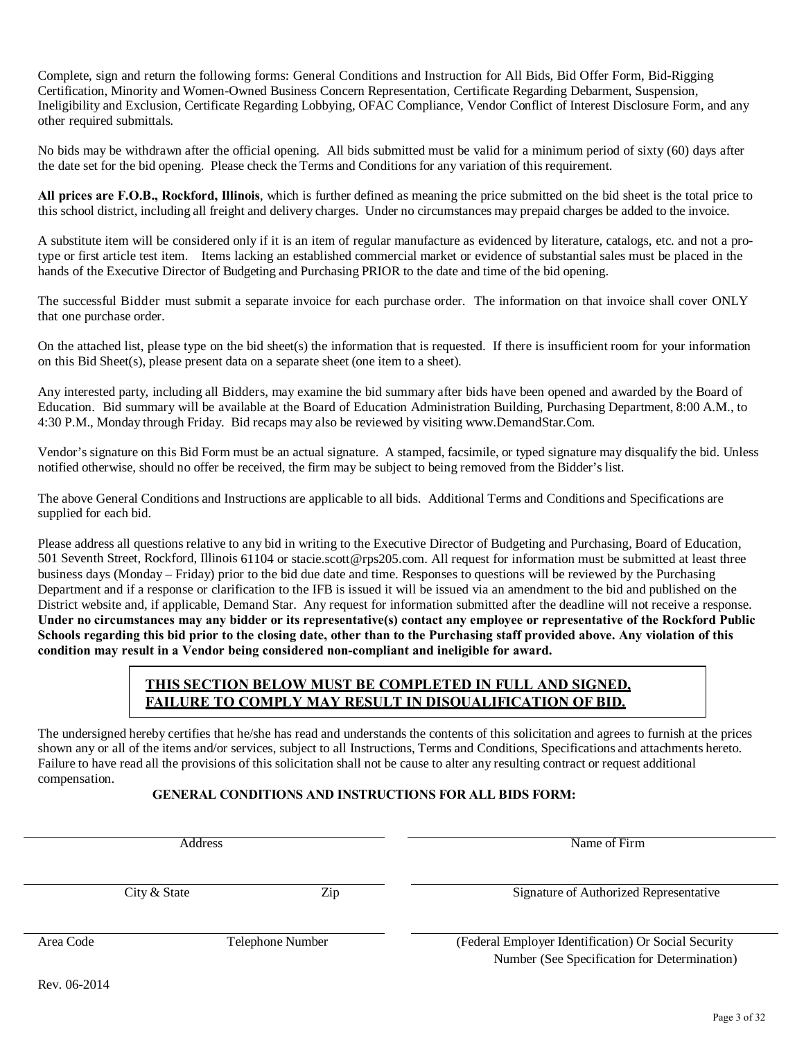Complete, sign and return the following forms: General Conditions and Instruction for All Bids, Bid Offer Form, Bid-Rigging Certification, Minority and Women-Owned Business Concern Representation, Certificate Regarding Debarment, Suspension, Ineligibility and Exclusion, Certificate Regarding Lobbying, OFAC Compliance, Vendor Conflict of Interest Disclosure Form, and any other required submittals.

No bids may be withdrawn after the official opening. All bids submitted must be valid for a minimum period of sixty (60) days after the date set for the bid opening. Please check the Terms and Conditions for any variation of this requirement.

**All prices are F.O.B., Rockford, Illinois**, which is further defined as meaning the price submitted on the bid sheet is the total price to this school district, including all freight and delivery charges. Under no circumstances may prepaid charges be added to the invoice.

A substitute item will be considered only if it is an item of regular manufacture as evidenced by literature, catalogs, etc. and not a pro-type or first article test item. Items lacking an established commercial market or evidence of substantial sales must be placed in the hands of the Executive Director of Budgeting and Purchasing PRIOR to the date and time of the bid opening.

The successful Bidder must submit a separate invoice for each purchase order. The information on that invoice shall cover ONLY that one purchase order.

On the attached list, please type on the bid sheet(s) the information that is requested. If there is insufficient room for your information on this Bid Sheet(s), please present data on a separate sheet (one item to a sheet).

Any interested party, including all Bidders, may examine the bid summary after bids have been opened and awarded by the Board of Education. Bid summary will be available at the Board of Education Administration Building, Purchasing Department, 8:00 A.M., to 4:30 P.M., Monday through Friday. Bid recaps may also be reviewed by visiting www.DemandStar.Com.

Vendor's signature on this Bid Form must be an actual signature. A stamped, facsimile, or typed signature may disqualify the bid. Unless notified otherwise, should no offer be received, the firm may be subject to being removed from the Bidder's list.

The above General Conditions and Instructions are applicable to all bids. Additional Terms and Conditions and Specifications are supplied for each bid.

Please address all questions relative to any bid in writing to the Executive Director of Budgeting and Purchasing, Board of Education, 501 Seventh Street, Rockford, Illinois 61104 or stacie.scott@rps205.com. All request for information must be submitted at least three business days (Monday – Friday) prior to the bid due date and time. Responses to questions will be reviewed by the Purchasing Department and if a response or clarification to the IFB is issued it will be issued via an amendment to the bid and published on the District website and, if applicable, Demand Star. Any request for information submitted after the deadline will not receive a response. **Under no circumstances may any bidder or its representative(s) contact any employee or representative of the Rockford Public Schools regarding this bid prior to the closing date, other than to the Purchasing staff provided above. Any violation of this condition may result in a Vendor being considered non-compliant and ineligible for award.**

**THIS SECTION BELOW MUST BE COMPLETED IN FULL AND SIGNED, FAILURE TO COMPLY MAY RESULT IN DISQUALIFICATION OF BID.**

The undersigned hereby certifies that he/she has read and understands the contents of this solicitation and agrees to furnish at the prices shown any or all of the items and/or services, subject to all Instructions, Terms and Conditions, Specifications and attachments hereto. Failure to have read all the provisions of this solicitation shall not be cause to alter any resulting contract or request additional compensation.

**GENERAL CONDITIONS AND INSTRUCTIONS FOR ALL BIDS FORM:**

\_\_\_\_\_\_\_\_\_\_\_\_\_\_\_\_\_\_\_\_\_\_\_\_\_\_\_\_\_\_\_\_\_\_\_\_\_\_\_\_
Address

\_\_\_\_\_\_\_\_\_\_\_\_\_\_\_\_\_\_\_\_\_\_\_\_\_\_\_\_\_\_\_\_\_\_\_\_\_\_\_\_
Name of Firm

\_\_\_\_\_\_\_\_\_\_\_\_\_\_\_\_\_\_\_\_\_\_\_\_\_\_\_\_\_\_\_\_\_\_\_\_\_\_\_\_
City & State Zip

\_\_\_\_\_\_\_\_\_\_\_\_\_\_\_\_\_\_\_\_\_\_\_\_\_\_\_\_\_\_\_\_\_\_\_\_\_\_\_\_
Signature of Authorized Representative

\_\_\_\_\_\_\_\_\_\_\_\_\_\_\_\_\_\_\_\_\_\_\_\_\_\_\_\_\_\_\_\_\_\_\_\_\_\_\_\_
Area Code Telephone Number

\_\_\_\_\_\_\_\_\_\_\_\_\_\_\_\_\_\_\_\_\_\_\_\_\_\_\_\_\_\_\_\_\_\_\_\_\_\_\_\_
(Federal Employer Identification) Or Social Security Number (See Specification for Determination)

Rev. 06-2014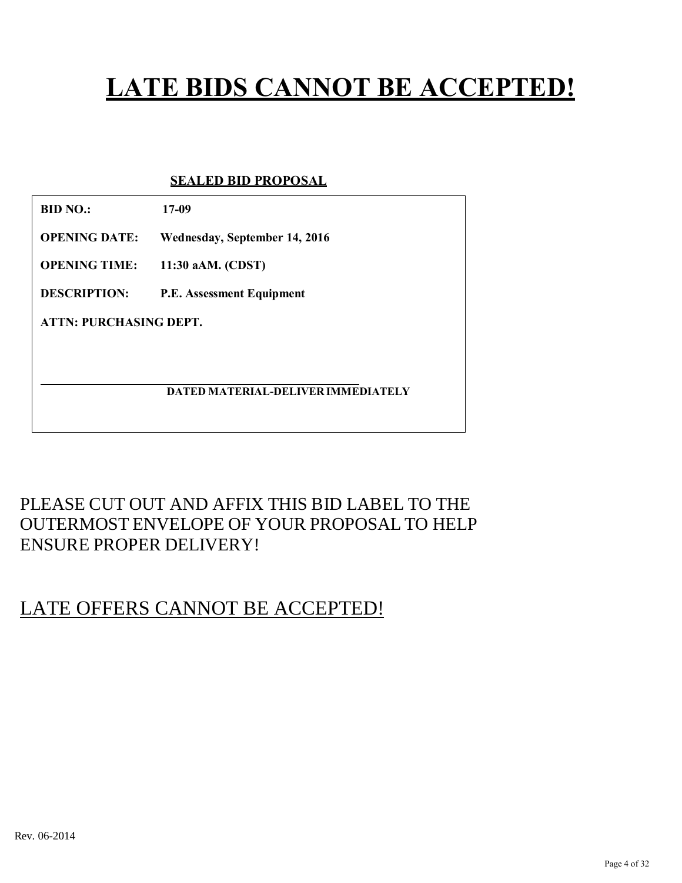# LATE BIDS CANNOT BE ACCEPTED!

**SEALED BID PROPOSAL**

**BID NO.:** 17-09

**OPENING DATE:** Wednesday, September 14, 2016

**OPENING TIME:** 11:30 aAM. (CDST)

**DESCRIPTION:** P.E. Assessment Equipment

**ATTN: PURCHASING DEPT.**

**DATED MATERIAL-DELIVER IMMEDIATELY**

PLEASE CUT OUT AND AFFIX THIS BID LABEL TO THE OUTERMOST ENVELOPE OF YOUR PROPOSAL TO HELP ENSURE PROPER DELIVERY!

LATE OFFERS CANNOT BE ACCEPTED!

Rev. 06-2014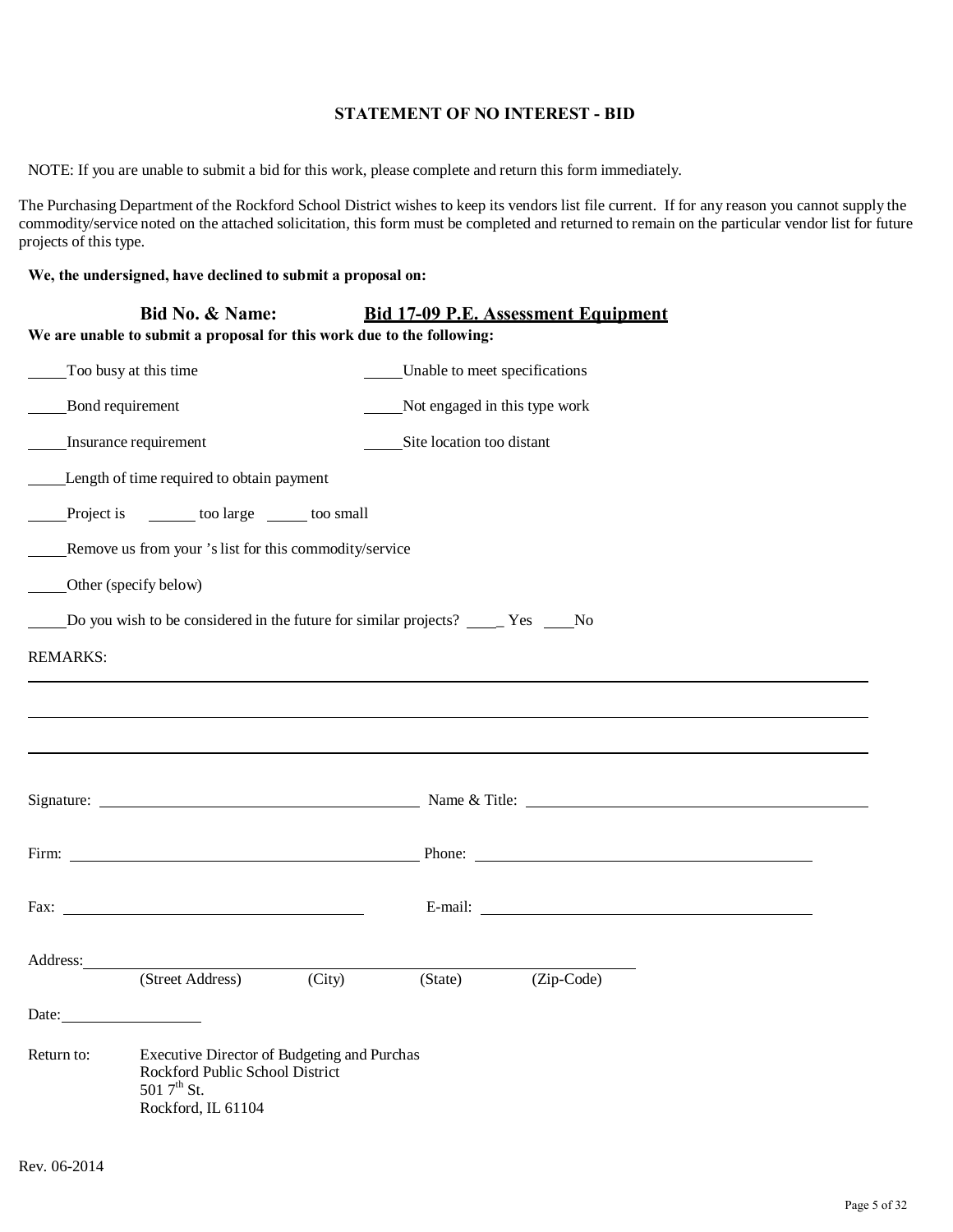### STATEMENT OF NO INTEREST - BID

NOTE: If you are unable to submit a bid for this work, please complete and return this form immediately.

The Purchasing Department of the Rockford School District wishes to keep its vendors list file current. If for any reason you cannot supply the commodity/service noted on the attached solicitation, this form must be completed and returned to remain on the particular vendor list for future projects of this type.

**We, the undersigned, have declined to submit a proposal on:**

**Bid No. & Name:** **Bid 17-09 P.E. Assessment Equipment**

**We are unable to submit a proposal for this work due to the following:**

_____Too busy at this time _____Unable to meet specifications

_____Bond requirement _____Not engaged in this type work

_____Insurance requirement _____Site location too distant

_____Length of time required to obtain payment

_____Project is ______ too large _____ too small

_____Remove us from your 's list for this commodity/service

_____Other (specify below)

_____Do you wish to be considered in the future for similar projects? _____ Yes ____No

REMARKS:

___________________________________________________________________________

___________________________________________________________________________

___________________________________________________________________________

Signature: ______________________________ Name & Title: ______________________________

Firm: ______________________________ Phone: ______________________________

Fax: ______________________________ E-mail: ______________________________

Address: ___________________________________________________________
(Street Address) (City) (State) (Zip-Code)

Date: ________________

Return to: Executive Director of Budgeting and Purchas
Rockford Public School District
501 7th St.
Rockford, IL 61104

Rev. 06-2014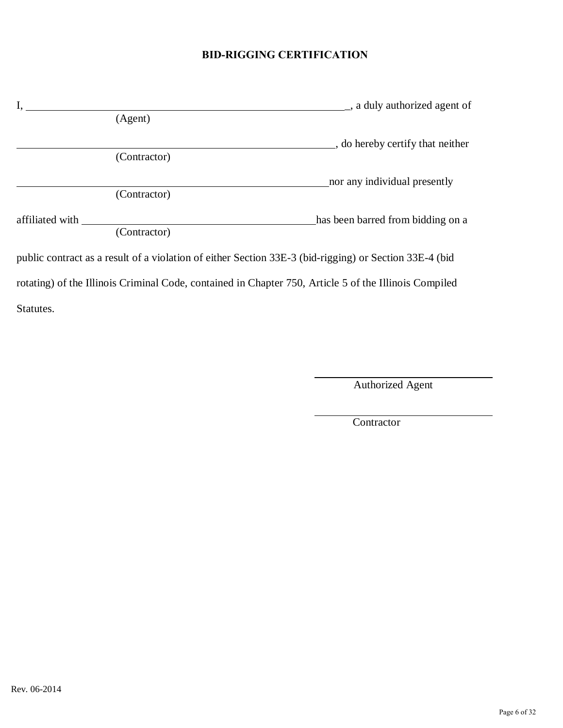# BID-RIGGING CERTIFICATION

I, \_\_\_\_\_\_\_\_\_\_\_\_\_\_\_\_\_\_\_\_\_\_\_\_\_\_\_\_\_\_\_\_\_\_\_\_\_\_\_\_\_\_\_\_\_\_, a duly authorized agent of
(Agent)

\_\_\_\_\_\_\_\_\_\_\_\_\_\_\_\_\_\_\_\_\_\_\_\_\_\_\_\_\_\_\_\_\_\_\_\_\_\_\_\_\_\_\_\_\_\_, do hereby certify that neither
(Contractor)

\_\_\_\_\_\_\_\_\_\_\_\_\_\_\_\_\_\_\_\_\_\_\_\_\_\_\_\_\_\_\_\_\_\_\_\_\_\_\_\_\_\_\_\_\_\_ nor any individual presently
(Contractor)

affiliated with \_\_\_\_\_\_\_\_\_\_\_\_\_\_\_\_\_\_\_\_\_\_\_\_\_\_\_\_\_\_\_\_\_\_ has been barred from bidding on a
(Contractor)

public contract as a result of a violation of either Section 33E-3 (bid-rigging) or Section 33E-4 (bid rotating) of the Illinois Criminal Code, contained in Chapter 750, Article 5 of the Illinois Compiled Statutes.

\_\_\_\_\_\_\_\_\_\_\_\_\_\_\_\_\_\_\_\_\_\_\_\_\_\_\_\_
Authorized Agent

\_\_\_\_\_\_\_\_\_\_\_\_\_\_\_\_\_\_\_\_\_\_\_\_\_\_\_\_
Contractor

Rev. 06-2014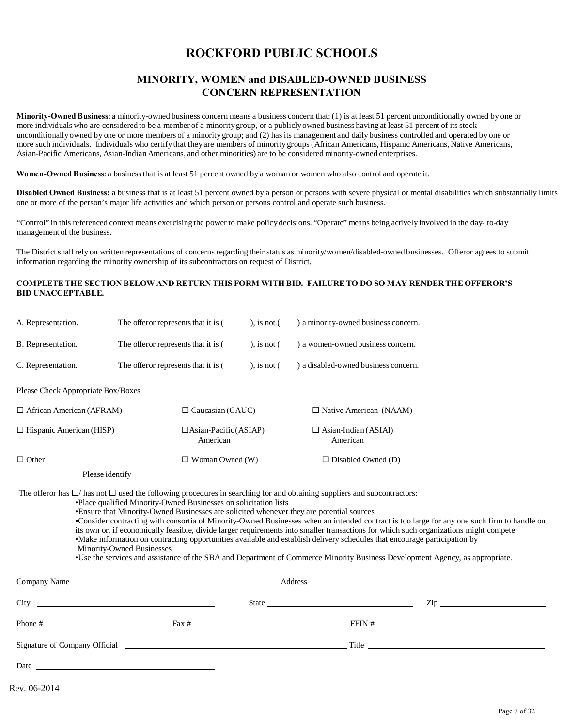# ROCKFORD PUBLIC SCHOOLS

## MINORITY, WOMEN and DISABLED-OWNED BUSINESS CONCERN REPRESENTATION

**Minority-Owned Business**: a minority-owned business concern means a business concern that: (1) is at least 51 percent unconditionally owned by one or more individuals who are considered to be a member of a minority group, or a publicly owned business having at least 51 percent of its stock unconditionally owned by one or more members of a minority group; and (2) has its management and daily business controlled and operated by one or more such individuals. Individuals who certify that they are members of minority groups (African Americans, Hispanic Americans, Native Americans, Asian-Pacific Americans, Asian-Indian Americans, and other minorities) are to be considered minority-owned enterprises.

**Women-Owned Business**: a business that is at least 51 percent owned by a woman or women who also control and operate it.

**Disabled Owned Business:** a business that is at least 51 percent owned by a person or persons with severe physical or mental disabilities which substantially limits one or more of the person's major life activities and which person or persons control and operate such business.

"Control" in this referenced context means exercising the power to make policy decisions. "Operate" means being actively involved in the day- to-day management of the business.

The District shall rely on written representations of concerns regarding their status as minority/women/disabled-owned businesses. Offeror agrees to submit information regarding the minority ownership of its subcontractors on request of District.

**COMPLETE THE SECTION BELOW AND RETURN THIS FORM WITH BID. FAILURE TO DO SO MAY RENDER THE OFFEROR'S BID UNACCEPTABLE.**

A. Representation. The offeror represents that it is (  ), is not (  ) a minority-owned business concern.

B. Representation. The offeror represents that it is (  ), is not (  ) a women-owned business concern.

C. Representation. The offeror represents that it is (  ), is not (  ) a disabled-owned business concern.

Please Check Appropriate Box/Boxes

| | | |
|---|---|---|
| ☐ African American (AFRAM) | ☐ Caucasian (CAUC) | ☐ Native American (NAAM) |
| ☐ Hispanic American (HISP) | ☐ Asian-Pacific (ASIAP) American | ☐ Asian-Indian (ASIAI) American |
| ☐ Other ____________ Please identify | ☐ Woman Owned (W) | ☐ Disabled Owned (D) |

The offeror has ☐/ has not ☐ used the following procedures in searching for and obtaining suppliers and subcontractors:

- Place qualified Minority-Owned Businesses on solicitation lists
- Ensure that Minority-Owned Businesses are solicited whenever they are potential sources
- Consider contracting with consortia of Minority-Owned Businesses when an intended contract is too large for any one such firm to handle on its own or, if economically feasible, divide larger requirements into smaller transactions for which such organizations might compete
- Make information on contracting opportunities available and establish delivery schedules that encourage participation by Minority-Owned Businesses
- Use the services and assistance of the SBA and Department of Commerce Minority Business Development Agency, as appropriate.

Company Name ____________________ Address ____________________

City ____________________ State ____________________ Zip ____________________

Phone # ____________________ Fax # ____________________ FEIN # ____________________

Signature of Company Official ____________________ Title ____________________

Date ____________________

Rev. 06-2014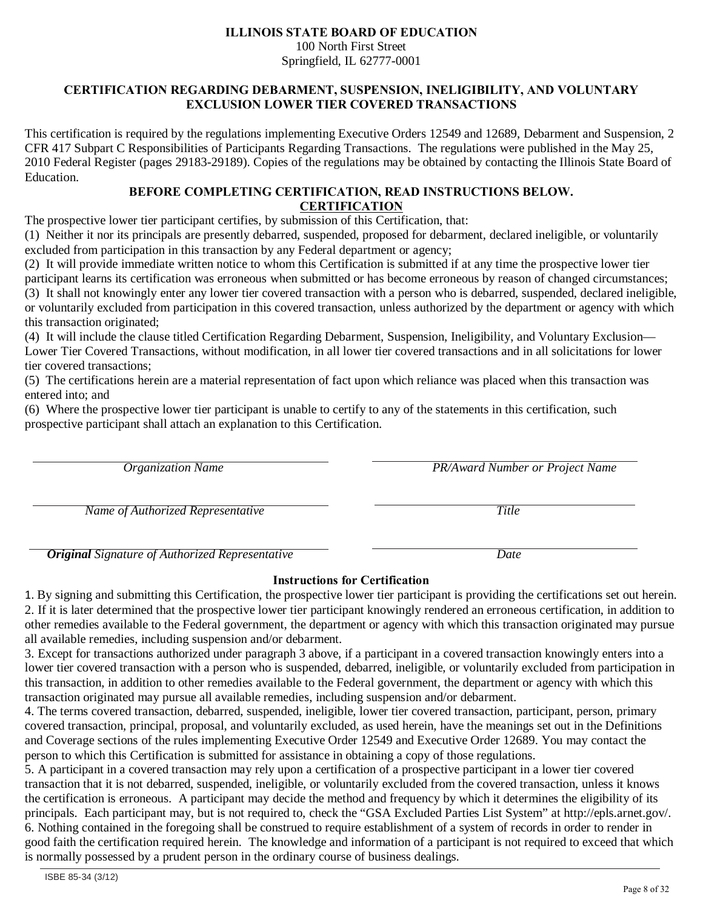**ILLINOIS STATE BOARD OF EDUCATION**
100 North First Street
Springfield, IL 62777-0001

## CERTIFICATION REGARDING DEBARMENT, SUSPENSION, INELIGIBILITY, AND VOLUNTARY EXCLUSION LOWER TIER COVERED TRANSACTIONS

This certification is required by the regulations implementing Executive Orders 12549 and 12689, Debarment and Suspension, 2 CFR 417 Subpart C Responsibilities of Participants Regarding Transactions. The regulations were published in the May 25, 2010 Federal Register (pages 29183-29189). Copies of the regulations may be obtained by contacting the Illinois State Board of Education.

**BEFORE COMPLETING CERTIFICATION, READ INSTRUCTIONS BELOW.**

### CERTIFICATION

The prospective lower tier participant certifies, by submission of this Certification, that:

(1) Neither it nor its principals are presently debarred, suspended, proposed for debarment, declared ineligible, or voluntarily excluded from participation in this transaction by any Federal department or agency;

(2) It will provide immediate written notice to whom this Certification is submitted if at any time the prospective lower tier participant learns its certification was erroneous when submitted or has become erroneous by reason of changed circumstances;

(3) It shall not knowingly enter any lower tier covered transaction with a person who is debarred, suspended, declared ineligible, or voluntarily excluded from participation in this covered transaction, unless authorized by the department or agency with which this transaction originated;

(4) It will include the clause titled Certification Regarding Debarment, Suspension, Ineligibility, and Voluntary Exclusion—Lower Tier Covered Transactions, without modification, in all lower tier covered transactions and in all solicitations for lower tier covered transactions;

(5) The certifications herein are a material representation of fact upon which reliance was placed when this transaction was entered into; and

(6) Where the prospective lower tier participant is unable to certify to any of the statements in this certification, such prospective participant shall attach an explanation to this Certification.

| | |
|---|---|
| ______________________________ | ______________________________ |
| *Organization Name* | *PR/Award Number or Project Name* |
| ______________________________ | ______________________________ |
| *Name of Authorized Representative* | *Title* |
| ______________________________ | ______________________________ |
| ***Original*** *Signature of Authorized Representative* | *Date* |

### Instructions for Certification

1. By signing and submitting this Certification, the prospective lower tier participant is providing the certifications set out herein.
2. If it is later determined that the prospective lower tier participant knowingly rendered an erroneous certification, in addition to other remedies available to the Federal government, the department or agency with which this transaction originated may pursue all available remedies, including suspension and/or debarment.
3. Except for transactions authorized under paragraph 3 above, if a participant in a covered transaction knowingly enters into a lower tier covered transaction with a person who is suspended, debarred, ineligible, or voluntarily excluded from participation in this transaction, in addition to other remedies available to the Federal government, the department or agency with which this transaction originated may pursue all available remedies, including suspension and/or debarment.
4. The terms covered transaction, debarred, suspended, ineligible, lower tier covered transaction, participant, person, primary covered transaction, principal, proposal, and voluntarily excluded, as used herein, have the meanings set out in the Definitions and Coverage sections of the rules implementing Executive Order 12549 and Executive Order 12689. You may contact the person to which this Certification is submitted for assistance in obtaining a copy of those regulations.
5. A participant in a covered transaction may rely upon a certification of a prospective participant in a lower tier covered transaction that it is not debarred, suspended, ineligible, or voluntarily excluded from the covered transaction, unless it knows the certification is erroneous. A participant may decide the method and frequency by which it determines the eligibility of its principals. Each participant may, but is not required to, check the "GSA Excluded Parties List System" at http://epls.arnet.gov/.
6. Nothing contained in the foregoing shall be construed to require establishment of a system of records in order to render in good faith the certification required herein. The knowledge and information of a participant is not required to exceed that which is normally possessed by a prudent person in the ordinary course of business dealings.

ISBE 85-34 (3/12)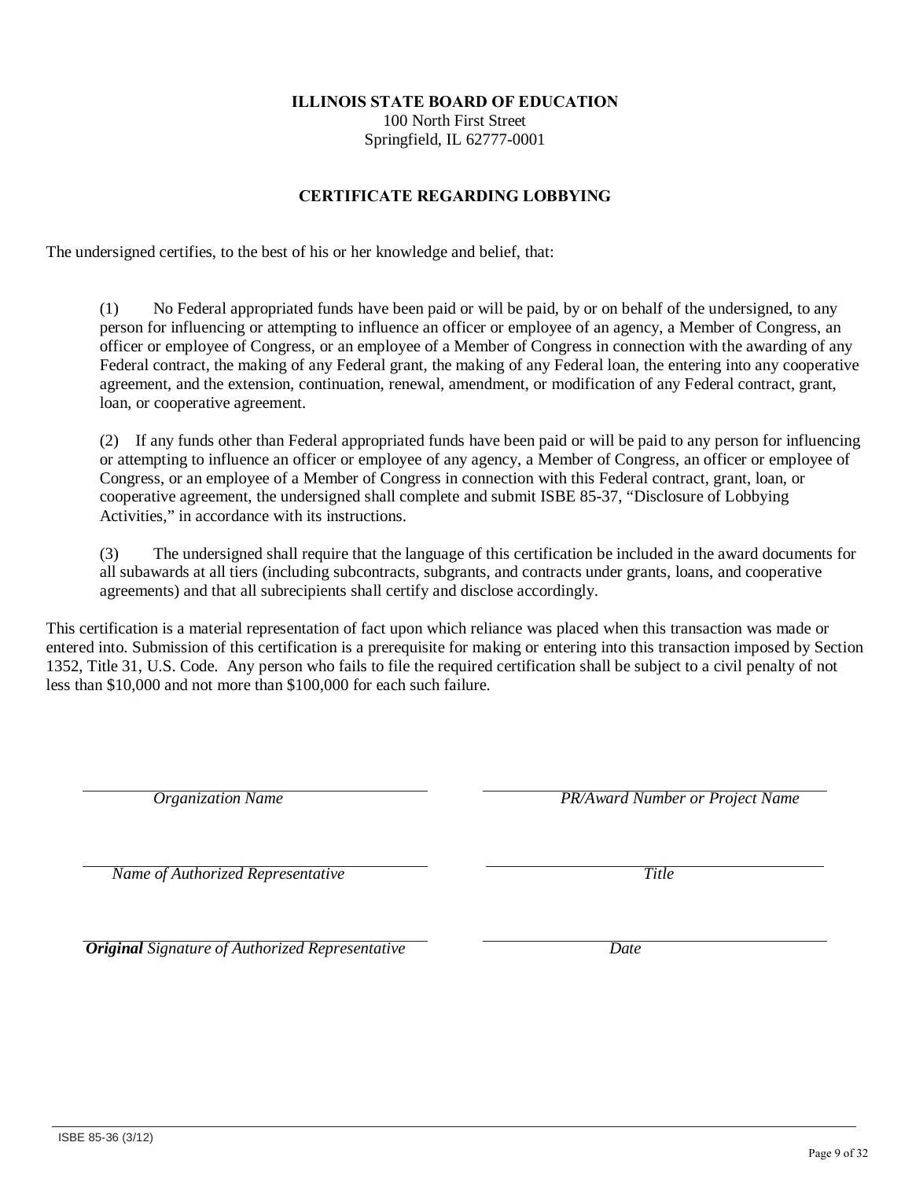**ILLINOIS STATE BOARD OF EDUCATION**
100 North First Street
Springfield, IL 62777-0001

## CERTIFICATE REGARDING LOBBYING

The undersigned certifies, to the best of his or her knowledge and belief, that:

(1) No Federal appropriated funds have been paid or will be paid, by or on behalf of the undersigned, to any person for influencing or attempting to influence an officer or employee of an agency, a Member of Congress, an officer or employee of Congress, or an employee of a Member of Congress in connection with the awarding of any Federal contract, the making of any Federal grant, the making of any Federal loan, the entering into any cooperative agreement, and the extension, continuation, renewal, amendment, or modification of any Federal contract, grant, loan, or cooperative agreement.

(2) If any funds other than Federal appropriated funds have been paid or will be paid to any person for influencing or attempting to influence an officer or employee of any agency, a Member of Congress, an officer or employee of Congress, or an employee of a Member of Congress in connection with this Federal contract, grant, loan, or cooperative agreement, the undersigned shall complete and submit ISBE 85-37, "Disclosure of Lobbying Activities," in accordance with its instructions.

(3) The undersigned shall require that the language of this certification be included in the award documents for all subawards at all tiers (including subcontracts, subgrants, and contracts under grants, loans, and cooperative agreements) and that all subrecipients shall certify and disclose accordingly.

This certification is a material representation of fact upon which reliance was placed when this transaction was made or entered into. Submission of this certification is a prerequisite for making or entering into this transaction imposed by Section 1352, Title 31, U.S. Code. Any person who fails to file the required certification shall be subject to a civil penalty of not less than $10,000 and not more than $100,000 for each such failure.

| | |
|---|---|
| *Organization Name* | *PR/Award Number or Project Name* |
| *Name of Authorized Representative* | *Title* |
| ***Original*** *Signature of Authorized Representative* | *Date* |

ISBE 85-36 (3/12)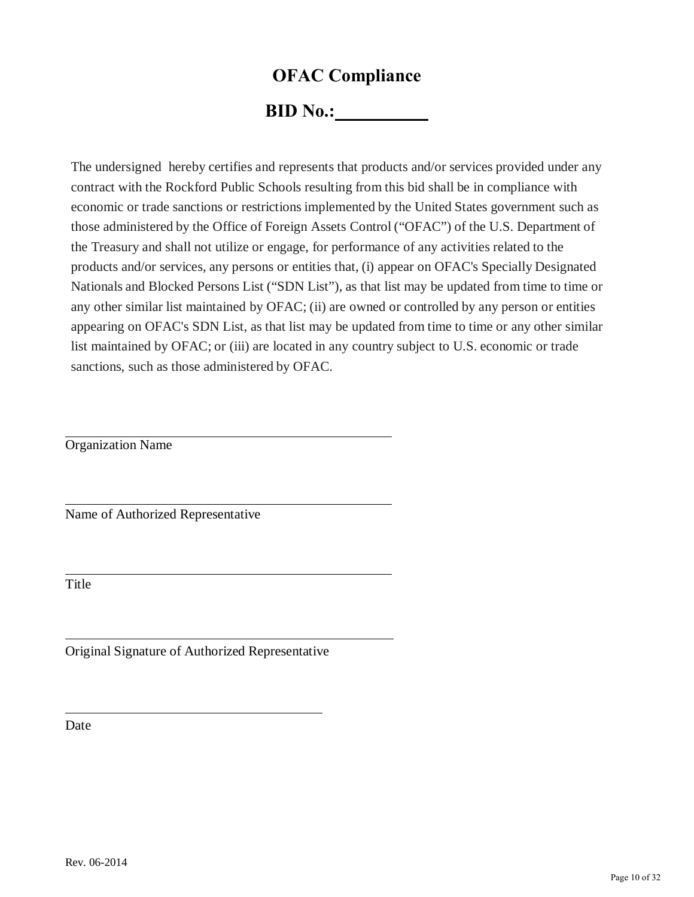# OFAC Compliance

## BID No.:\_\_\_\_\_\_\_\_\_\_\_

The undersigned hereby certifies and represents that products and/or services provided under any contract with the Rockford Public Schools resulting from this bid shall be in compliance with economic or trade sanctions or restrictions implemented by the United States government such as those administered by the Office of Foreign Assets Control ("OFAC") of the U.S. Department of the Treasury and shall not utilize or engage, for performance of any activities related to the products and/or services, any persons or entities that, (i) appear on OFAC's Specially Designated Nationals and Blocked Persons List ("SDN List"), as that list may be updated from time to time or any other similar list maintained by OFAC; (ii) are owned or controlled by any person or entities appearing on OFAC's SDN List, as that list may be updated from time to time or any other similar list maintained by OFAC; or (iii) are located in any country subject to U.S. economic or trade sanctions, such as those administered by OFAC.

\_\_\_\_\_\_\_\_\_\_\_\_\_\_\_\_\_\_\_\_\_\_\_\_\_\_\_\_\_\_\_\_\_\_\_\_\_\_\_\_\_\_\_\_
Organization Name

\_\_\_\_\_\_\_\_\_\_\_\_\_\_\_\_\_\_\_\_\_\_\_\_\_\_\_\_\_\_\_\_\_\_\_\_\_\_\_\_\_\_\_\_
Name of Authorized Representative

\_\_\_\_\_\_\_\_\_\_\_\_\_\_\_\_\_\_\_\_\_\_\_\_\_\_\_\_\_\_\_\_\_\_\_\_\_\_\_\_\_\_\_\_
Title

\_\_\_\_\_\_\_\_\_\_\_\_\_\_\_\_\_\_\_\_\_\_\_\_\_\_\_\_\_\_\_\_\_\_\_\_\_\_\_\_\_\_\_\_
Original Signature of Authorized Representative

\_\_\_\_\_\_\_\_\_\_\_\_\_\_\_\_\_\_\_\_\_\_\_\_\_\_\_\_\_\_\_\_\_\_\_
Date

Rev. 06-2014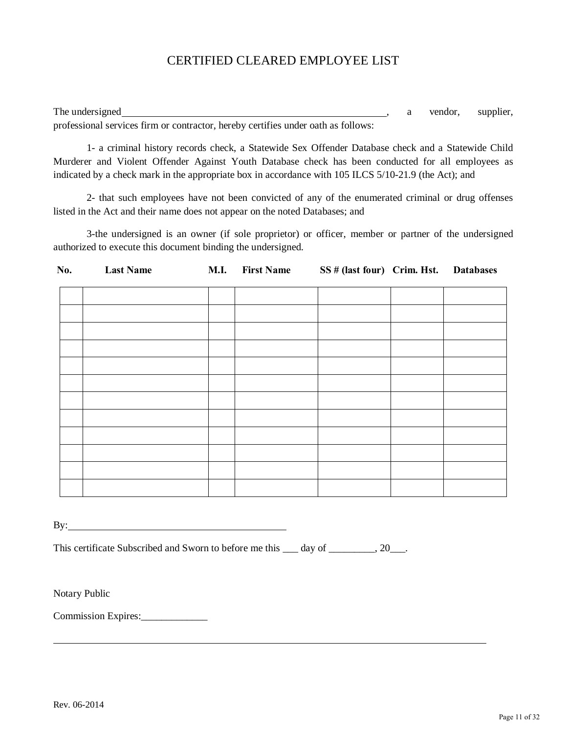# CERTIFIED CLEARED EMPLOYEE LIST

The undersigned\_\_\_\_\_\_\_\_\_\_\_\_\_\_\_\_\_\_\_\_\_\_\_\_\_\_\_\_\_\_\_\_\_\_\_\_\_\_\_\_\_\_\_\_\_\_\_\_\_\_\_\_\_\_, a vendor, supplier, professional services firm or contractor, hereby certifies under oath as follows:

1- a criminal history records check, a Statewide Sex Offender Database check and a Statewide Child Murderer and Violent Offender Against Youth Database check has been conducted for all employees as indicated by a check mark in the appropriate box in accordance with 105 ILCS 5/10-21.9 (the Act); and

2- that such employees have not been convicted of any of the enumerated criminal or drug offenses listed in the Act and their name does not appear on the noted Databases; and

3-the undersigned is an owner (if sole proprietor) or officer, member or partner of the undersigned authorized to execute this document binding the undersigned.

| No. | Last Name | M.I. | First Name | SS # (last four) | Crim. Hst. | Databases |
|---|---|---|---|---|---|---|
| | | | | | | |
| | | | | | | |
| | | | | | | |
| | | | | | | |
| | | | | | | |
| | | | | | | |
| | | | | | | |
| | | | | | | |
| | | | | | | |
| | | | | | | |
| | | | | | | |
| | | | | | | |

By:\_\_\_\_\_\_\_\_\_\_\_\_\_\_\_\_\_\_\_\_\_\_\_\_\_\_\_\_\_\_\_\_\_\_\_\_\_\_\_\_\_\_\_\_

This certificate Subscribed and Sworn to before me this \_\_\_ day of \_\_\_\_\_\_\_\_\_, 20\_\_\_.

Notary Public

Commission Expires:\_\_\_\_\_\_\_\_\_\_\_\_\_

Rev. 06-2014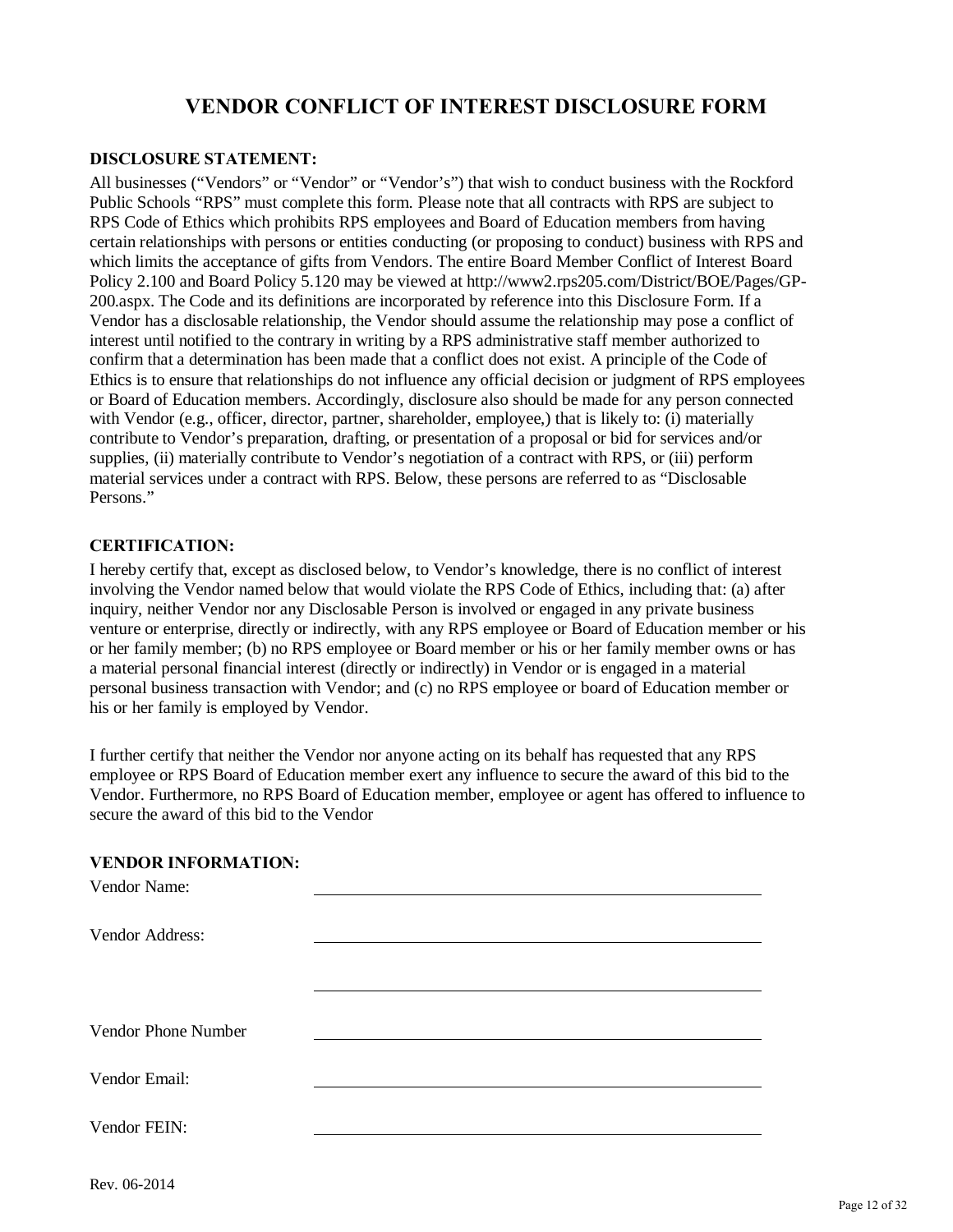# VENDOR CONFLICT OF INTEREST DISCLOSURE FORM

**DISCLOSURE STATEMENT:**

All businesses ("Vendors" or "Vendor" or "Vendor's") that wish to conduct business with the Rockford Public Schools "RPS" must complete this form. Please note that all contracts with RPS are subject to RPS Code of Ethics which prohibits RPS employees and Board of Education members from having certain relationships with persons or entities conducting (or proposing to conduct) business with RPS and which limits the acceptance of gifts from Vendors. The entire Board Member Conflict of Interest Board Policy 2.100 and Board Policy 5.120 may be viewed at http://www2.rps205.com/District/BOE/Pages/GP-200.aspx. The Code and its definitions are incorporated by reference into this Disclosure Form. If a Vendor has a disclosable relationship, the Vendor should assume the relationship may pose a conflict of interest until notified to the contrary in writing by a RPS administrative staff member authorized to confirm that a determination has been made that a conflict does not exist. A principle of the Code of Ethics is to ensure that relationships do not influence any official decision or judgment of RPS employees or Board of Education members. Accordingly, disclosure also should be made for any person connected with Vendor (e.g., officer, director, partner, shareholder, employee,) that is likely to: (i) materially contribute to Vendor's preparation, drafting, or presentation of a proposal or bid for services and/or supplies, (ii) materially contribute to Vendor's negotiation of a contract with RPS, or (iii) perform material services under a contract with RPS. Below, these persons are referred to as "Disclosable Persons."

**CERTIFICATION:**

I hereby certify that, except as disclosed below, to Vendor's knowledge, there is no conflict of interest involving the Vendor named below that would violate the RPS Code of Ethics, including that: (a) after inquiry, neither Vendor nor any Disclosable Person is involved or engaged in any private business venture or enterprise, directly or indirectly, with any RPS employee or Board of Education member or his or her family member; (b) no RPS employee or Board member or his or her family member owns or has a material personal financial interest (directly or indirectly) in Vendor or is engaged in a material personal business transaction with Vendor; and (c) no RPS employee or board of Education member or his or her family is employed by Vendor.

I further certify that neither the Vendor nor anyone acting on its behalf has requested that any RPS employee or RPS Board of Education member exert any influence to secure the award of this bid to the Vendor. Furthermore, no RPS Board of Education member, employee or agent has offered to influence to secure the award of this bid to the Vendor

**VENDOR INFORMATION:**

Vendor Name: \_\_\_\_\_\_\_\_\_\_\_\_\_\_\_\_\_\_\_\_\_\_\_\_\_\_\_\_\_\_\_\_\_\_\_\_\_\_\_\_

Vendor Address: \_\_\_\_\_\_\_\_\_\_\_\_\_\_\_\_\_\_\_\_\_\_\_\_\_\_\_\_\_\_\_\_\_\_\_\_\_\_\_\_

\_\_\_\_\_\_\_\_\_\_\_\_\_\_\_\_\_\_\_\_\_\_\_\_\_\_\_\_\_\_\_\_\_\_\_\_\_\_\_\_

Vendor Phone Number \_\_\_\_\_\_\_\_\_\_\_\_\_\_\_\_\_\_\_\_\_\_\_\_\_\_\_\_\_\_\_\_\_\_\_\_\_\_\_\_

Vendor Email: \_\_\_\_\_\_\_\_\_\_\_\_\_\_\_\_\_\_\_\_\_\_\_\_\_\_\_\_\_\_\_\_\_\_\_\_\_\_\_\_

Vendor FEIN: \_\_\_\_\_\_\_\_\_\_\_\_\_\_\_\_\_\_\_\_\_\_\_\_\_\_\_\_\_\_\_\_\_\_\_\_\_\_\_\_

Rev. 06-2014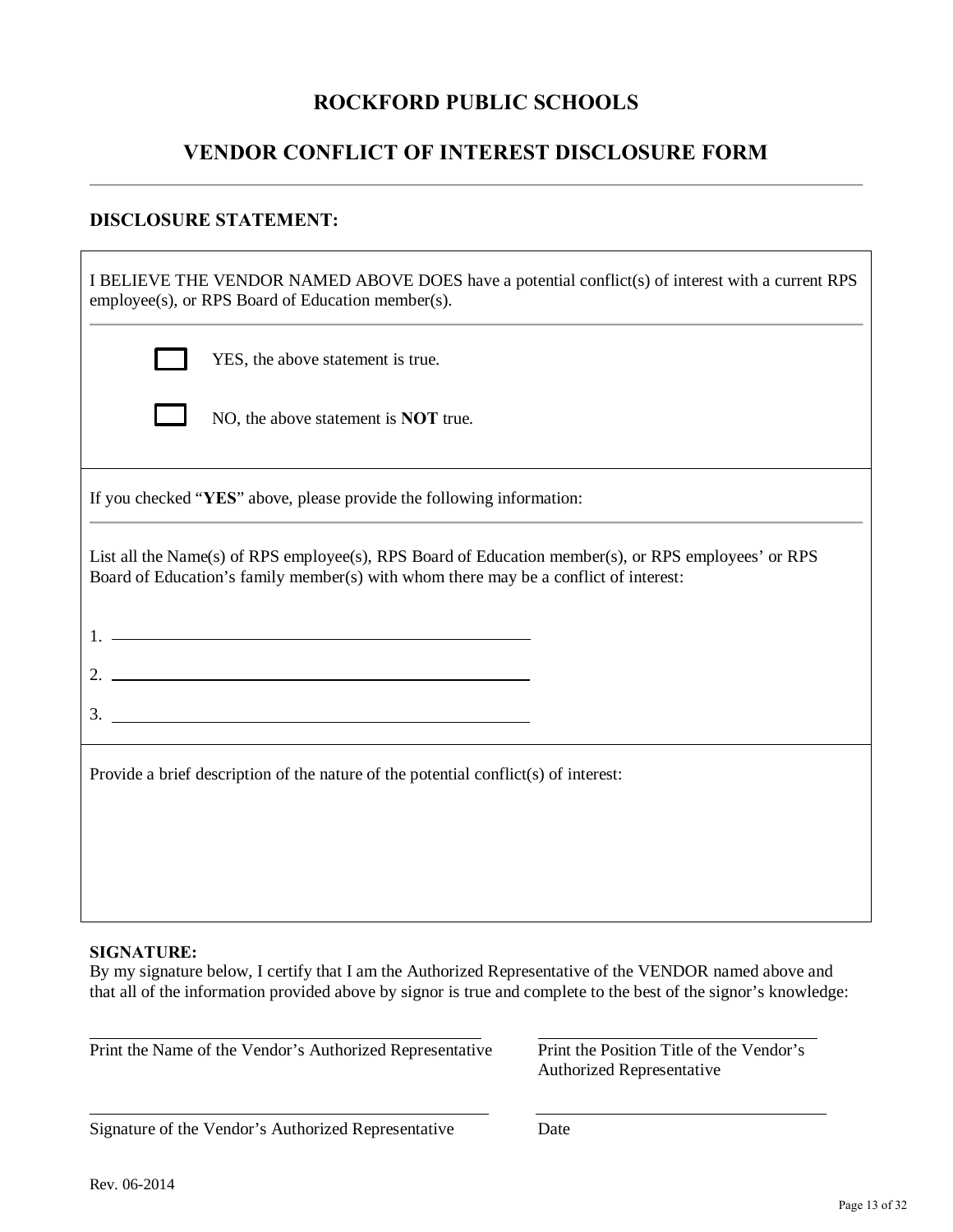# ROCKFORD PUBLIC SCHOOLS

## VENDOR CONFLICT OF INTEREST DISCLOSURE FORM

---

### DISCLOSURE STATEMENT:

I BELIEVE THE VENDOR NAMED ABOVE DOES have a potential conflict(s) of interest with a current RPS employee(s), or RPS Board of Education member(s).

☐ YES, the above statement is true.

☐ NO, the above statement is **NOT** true.

If you checked "**YES**" above, please provide the following information:

List all the Name(s) of RPS employee(s), RPS Board of Education member(s), or RPS employees' or RPS Board of Education's family member(s) with whom there may be a conflict of interest:

1. ______________________________________________

2. ______________________________________________

3. ______________________________________________

Provide a brief description of the nature of the potential conflict(s) of interest:

### SIGNATURE:

By my signature below, I certify that I am the Authorized Representative of the VENDOR named above and that all of the information provided above by signor is true and complete to the best of the signor's knowledge:

______________________________________________
Print the Name of the Vendor's Authorized Representative

______________________________________________
Print the Position Title of the Vendor's Authorized Representative

______________________________________________
Signature of the Vendor's Authorized Representative

______________________________________________
Date

Rev. 06-2014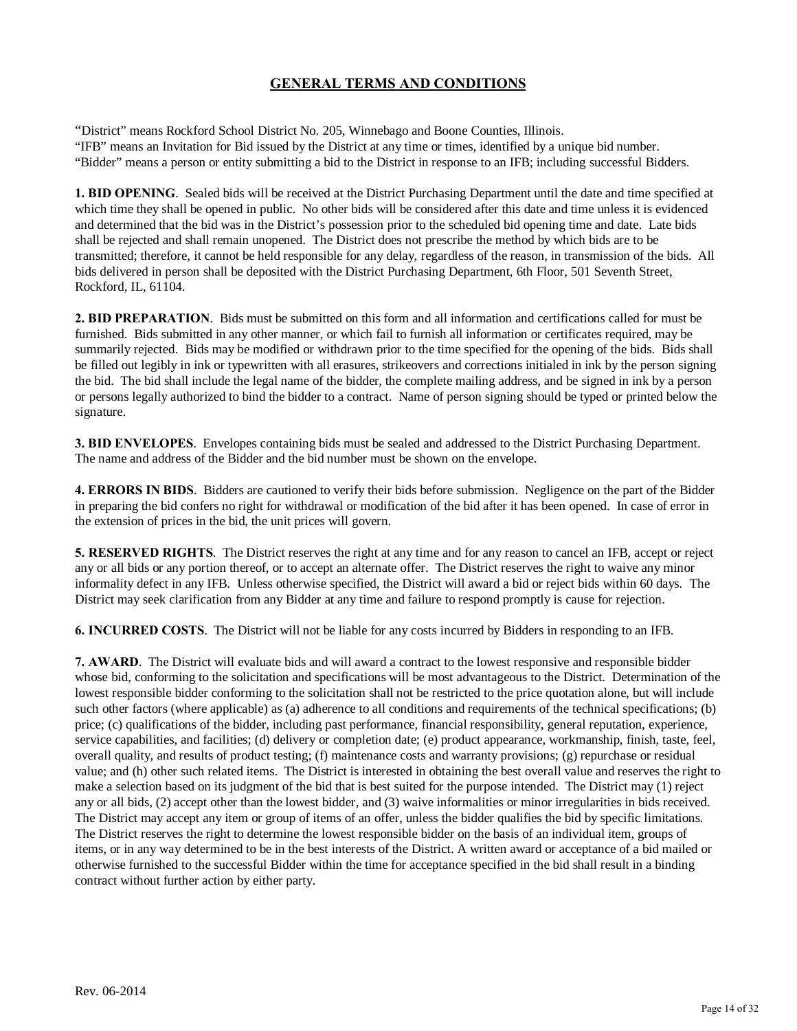## GENERAL TERMS AND CONDITIONS

"District" means Rockford School District No. 205, Winnebago and Boone Counties, Illinois.
"IFB" means an Invitation for Bid issued by the District at any time or times, identified by a unique bid number.
"Bidder" means a person or entity submitting a bid to the District in response to an IFB; including successful Bidders.

**1. BID OPENING**. Sealed bids will be received at the District Purchasing Department until the date and time specified at which time they shall be opened in public. No other bids will be considered after this date and time unless it is evidenced and determined that the bid was in the District's possession prior to the scheduled bid opening time and date. Late bids shall be rejected and shall remain unopened. The District does not prescribe the method by which bids are to be transmitted; therefore, it cannot be held responsible for any delay, regardless of the reason, in transmission of the bids. All bids delivered in person shall be deposited with the District Purchasing Department, 6th Floor, 501 Seventh Street, Rockford, IL, 61104.

**2. BID PREPARATION**. Bids must be submitted on this form and all information and certifications called for must be furnished. Bids submitted in any other manner, or which fail to furnish all information or certificates required, may be summarily rejected. Bids may be modified or withdrawn prior to the time specified for the opening of the bids. Bids shall be filled out legibly in ink or typewritten with all erasures, strikeovers and corrections initialed in ink by the person signing the bid. The bid shall include the legal name of the bidder, the complete mailing address, and be signed in ink by a person or persons legally authorized to bind the bidder to a contract. Name of person signing should be typed or printed below the signature.

**3. BID ENVELOPES**. Envelopes containing bids must be sealed and addressed to the District Purchasing Department. The name and address of the Bidder and the bid number must be shown on the envelope.

**4. ERRORS IN BIDS**. Bidders are cautioned to verify their bids before submission. Negligence on the part of the Bidder in preparing the bid confers no right for withdrawal or modification of the bid after it has been opened. In case of error in the extension of prices in the bid, the unit prices will govern.

**5. RESERVED RIGHTS**. The District reserves the right at any time and for any reason to cancel an IFB, accept or reject any or all bids or any portion thereof, or to accept an alternate offer. The District reserves the right to waive any minor informality defect in any IFB. Unless otherwise specified, the District will award a bid or reject bids within 60 days. The District may seek clarification from any Bidder at any time and failure to respond promptly is cause for rejection.

**6. INCURRED COSTS**. The District will not be liable for any costs incurred by Bidders in responding to an IFB.

**7. AWARD**. The District will evaluate bids and will award a contract to the lowest responsive and responsible bidder whose bid, conforming to the solicitation and specifications will be most advantageous to the District. Determination of the lowest responsible bidder conforming to the solicitation shall not be restricted to the price quotation alone, but will include such other factors (where applicable) as (a) adherence to all conditions and requirements of the technical specifications; (b) price; (c) qualifications of the bidder, including past performance, financial responsibility, general reputation, experience, service capabilities, and facilities; (d) delivery or completion date; (e) product appearance, workmanship, finish, taste, feel, overall quality, and results of product testing; (f) maintenance costs and warranty provisions; (g) repurchase or residual value; and (h) other such related items. The District is interested in obtaining the best overall value and reserves the right to make a selection based on its judgment of the bid that is best suited for the purpose intended. The District may (1) reject any or all bids, (2) accept other than the lowest bidder, and (3) waive informalities or minor irregularities in bids received. The District may accept any item or group of items of an offer, unless the bidder qualifies the bid by specific limitations. The District reserves the right to determine the lowest responsible bidder on the basis of an individual item, groups of items, or in any way determined to be in the best interests of the District. A written award or acceptance of a bid mailed or otherwise furnished to the successful Bidder within the time for acceptance specified in the bid shall result in a binding contract without further action by either party.

Rev. 06-2014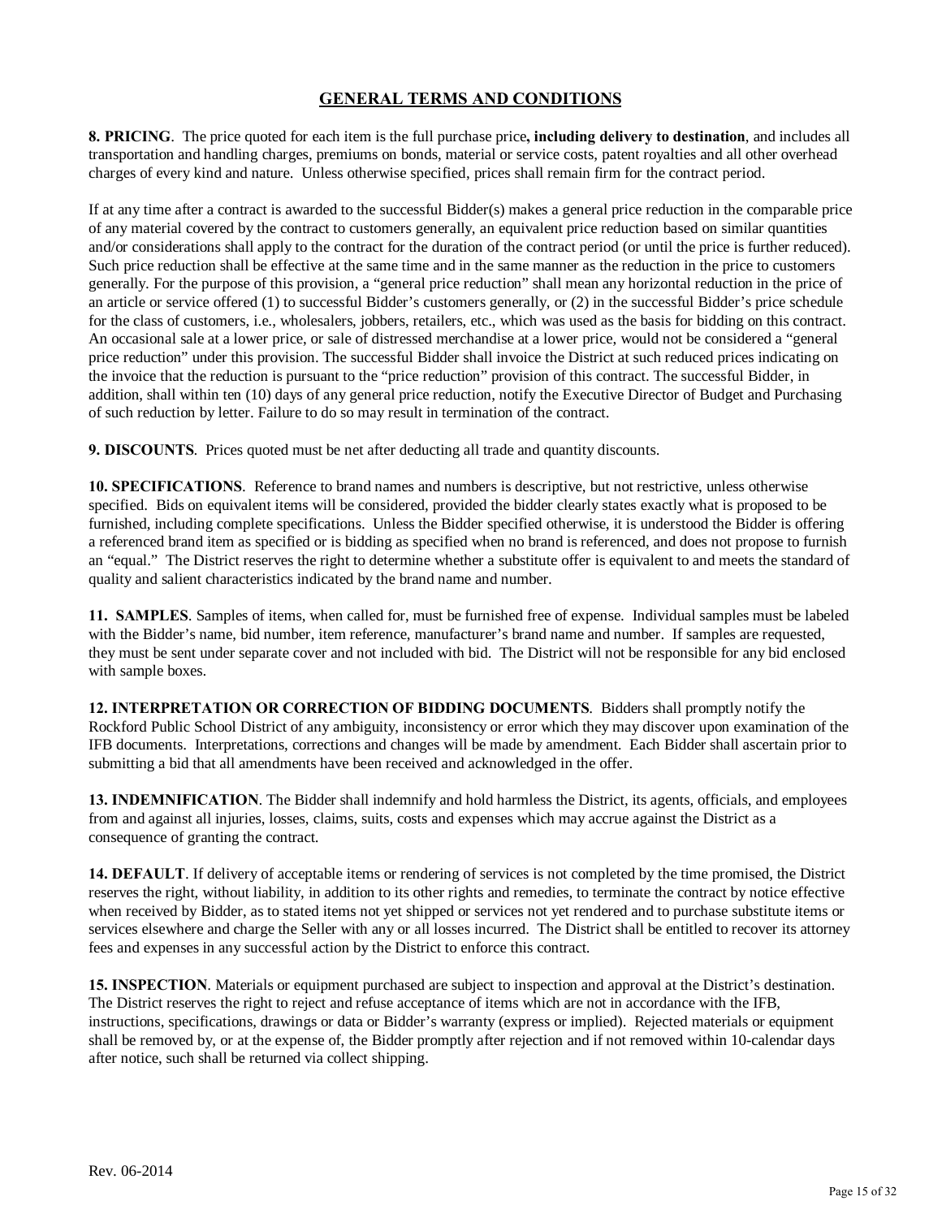## GENERAL TERMS AND CONDITIONS

**8. PRICING**. The price quoted for each item is the full purchase price**, including delivery to destination**, and includes all transportation and handling charges, premiums on bonds, material or service costs, patent royalties and all other overhead charges of every kind and nature. Unless otherwise specified, prices shall remain firm for the contract period.

If at any time after a contract is awarded to the successful Bidder(s) makes a general price reduction in the comparable price of any material covered by the contract to customers generally, an equivalent price reduction based on similar quantities and/or considerations shall apply to the contract for the duration of the contract period (or until the price is further reduced). Such price reduction shall be effective at the same time and in the same manner as the reduction in the price to customers generally. For the purpose of this provision, a "general price reduction" shall mean any horizontal reduction in the price of an article or service offered (1) to successful Bidder's customers generally, or (2) in the successful Bidder's price schedule for the class of customers, i.e., wholesalers, jobbers, retailers, etc., which was used as the basis for bidding on this contract. An occasional sale at a lower price, or sale of distressed merchandise at a lower price, would not be considered a "general price reduction" under this provision. The successful Bidder shall invoice the District at such reduced prices indicating on the invoice that the reduction is pursuant to the "price reduction" provision of this contract. The successful Bidder, in addition, shall within ten (10) days of any general price reduction, notify the Executive Director of Budget and Purchasing of such reduction by letter. Failure to do so may result in termination of the contract.

**9. DISCOUNTS**. Prices quoted must be net after deducting all trade and quantity discounts.

**10. SPECIFICATIONS**. Reference to brand names and numbers is descriptive, but not restrictive, unless otherwise specified. Bids on equivalent items will be considered, provided the bidder clearly states exactly what is proposed to be furnished, including complete specifications. Unless the Bidder specified otherwise, it is understood the Bidder is offering a referenced brand item as specified or is bidding as specified when no brand is referenced, and does not propose to furnish an "equal." The District reserves the right to determine whether a substitute offer is equivalent to and meets the standard of quality and salient characteristics indicated by the brand name and number.

**11. SAMPLES**. Samples of items, when called for, must be furnished free of expense. Individual samples must be labeled with the Bidder's name, bid number, item reference, manufacturer's brand name and number. If samples are requested, they must be sent under separate cover and not included with bid. The District will not be responsible for any bid enclosed with sample boxes.

**12. INTERPRETATION OR CORRECTION OF BIDDING DOCUMENTS**. Bidders shall promptly notify the Rockford Public School District of any ambiguity, inconsistency or error which they may discover upon examination of the IFB documents. Interpretations, corrections and changes will be made by amendment. Each Bidder shall ascertain prior to submitting a bid that all amendments have been received and acknowledged in the offer.

**13. INDEMNIFICATION**. The Bidder shall indemnify and hold harmless the District, its agents, officials, and employees from and against all injuries, losses, claims, suits, costs and expenses which may accrue against the District as a consequence of granting the contract.

**14. DEFAULT**. If delivery of acceptable items or rendering of services is not completed by the time promised, the District reserves the right, without liability, in addition to its other rights and remedies, to terminate the contract by notice effective when received by Bidder, as to stated items not yet shipped or services not yet rendered and to purchase substitute items or services elsewhere and charge the Seller with any or all losses incurred. The District shall be entitled to recover its attorney fees and expenses in any successful action by the District to enforce this contract.

**15. INSPECTION**. Materials or equipment purchased are subject to inspection and approval at the District's destination. The District reserves the right to reject and refuse acceptance of items which are not in accordance with the IFB, instructions, specifications, drawings or data or Bidder's warranty (express or implied). Rejected materials or equipment shall be removed by, or at the expense of, the Bidder promptly after rejection and if not removed within 10-calendar days after notice, such shall be returned via collect shipping.

Rev. 06-2014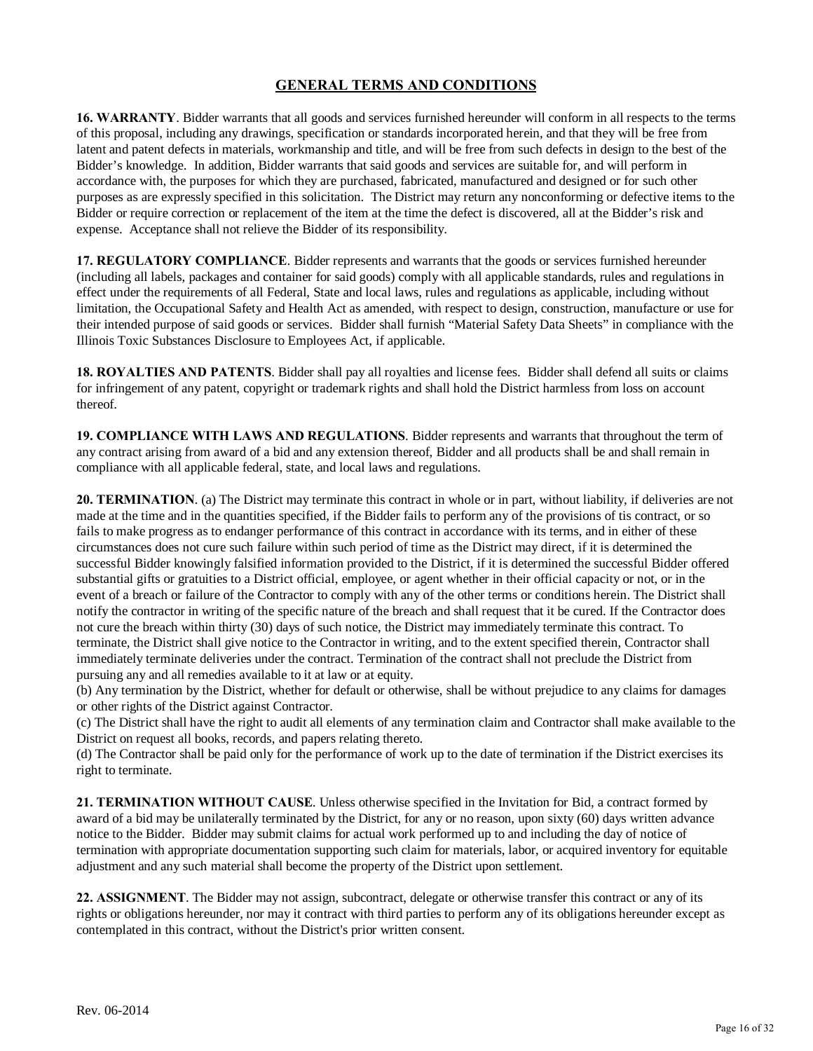## GENERAL TERMS AND CONDITIONS

**16. WARRANTY**. Bidder warrants that all goods and services furnished hereunder will conform in all respects to the terms of this proposal, including any drawings, specification or standards incorporated herein, and that they will be free from latent and patent defects in materials, workmanship and title, and will be free from such defects in design to the best of the Bidder's knowledge. In addition, Bidder warrants that said goods and services are suitable for, and will perform in accordance with, the purposes for which they are purchased, fabricated, manufactured and designed or for such other purposes as are expressly specified in this solicitation. The District may return any nonconforming or defective items to the Bidder or require correction or replacement of the item at the time the defect is discovered, all at the Bidder's risk and expense. Acceptance shall not relieve the Bidder of its responsibility.

**17. REGULATORY COMPLIANCE**. Bidder represents and warrants that the goods or services furnished hereunder (including all labels, packages and container for said goods) comply with all applicable standards, rules and regulations in effect under the requirements of all Federal, State and local laws, rules and regulations as applicable, including without limitation, the Occupational Safety and Health Act as amended, with respect to design, construction, manufacture or use for their intended purpose of said goods or services. Bidder shall furnish "Material Safety Data Sheets" in compliance with the Illinois Toxic Substances Disclosure to Employees Act, if applicable.

**18. ROYALTIES AND PATENTS**. Bidder shall pay all royalties and license fees. Bidder shall defend all suits or claims for infringement of any patent, copyright or trademark rights and shall hold the District harmless from loss on account thereof.

**19. COMPLIANCE WITH LAWS AND REGULATIONS**. Bidder represents and warrants that throughout the term of any contract arising from award of a bid and any extension thereof, Bidder and all products shall be and shall remain in compliance with all applicable federal, state, and local laws and regulations.

**20. TERMINATION**. (a) The District may terminate this contract in whole or in part, without liability, if deliveries are not made at the time and in the quantities specified, if the Bidder fails to perform any of the provisions of tis contract, or so fails to make progress as to endanger performance of this contract in accordance with its terms, and in either of these circumstances does not cure such failure within such period of time as the District may direct, if it is determined the successful Bidder knowingly falsified information provided to the District, if it is determined the successful Bidder offered substantial gifts or gratuities to a District official, employee, or agent whether in their official capacity or not, or in the event of a breach or failure of the Contractor to comply with any of the other terms or conditions herein. The District shall notify the contractor in writing of the specific nature of the breach and shall request that it be cured. If the Contractor does not cure the breach within thirty (30) days of such notice, the District may immediately terminate this contract. To terminate, the District shall give notice to the Contractor in writing, and to the extent specified therein, Contractor shall immediately terminate deliveries under the contract. Termination of the contract shall not preclude the District from pursuing any and all remedies available to it at law or at equity.

(b) Any termination by the District, whether for default or otherwise, shall be without prejudice to any claims for damages or other rights of the District against Contractor.

(c) The District shall have the right to audit all elements of any termination claim and Contractor shall make available to the District on request all books, records, and papers relating thereto.

(d) The Contractor shall be paid only for the performance of work up to the date of termination if the District exercises its right to terminate.

**21. TERMINATION WITHOUT CAUSE**. Unless otherwise specified in the Invitation for Bid, a contract formed by award of a bid may be unilaterally terminated by the District, for any or no reason, upon sixty (60) days written advance notice to the Bidder. Bidder may submit claims for actual work performed up to and including the day of notice of termination with appropriate documentation supporting such claim for materials, labor, or acquired inventory for equitable adjustment and any such material shall become the property of the District upon settlement.

**22. ASSIGNMENT**. The Bidder may not assign, subcontract, delegate or otherwise transfer this contract or any of its rights or obligations hereunder, nor may it contract with third parties to perform any of its obligations hereunder except as contemplated in this contract, without the District's prior written consent.

Rev. 06-2014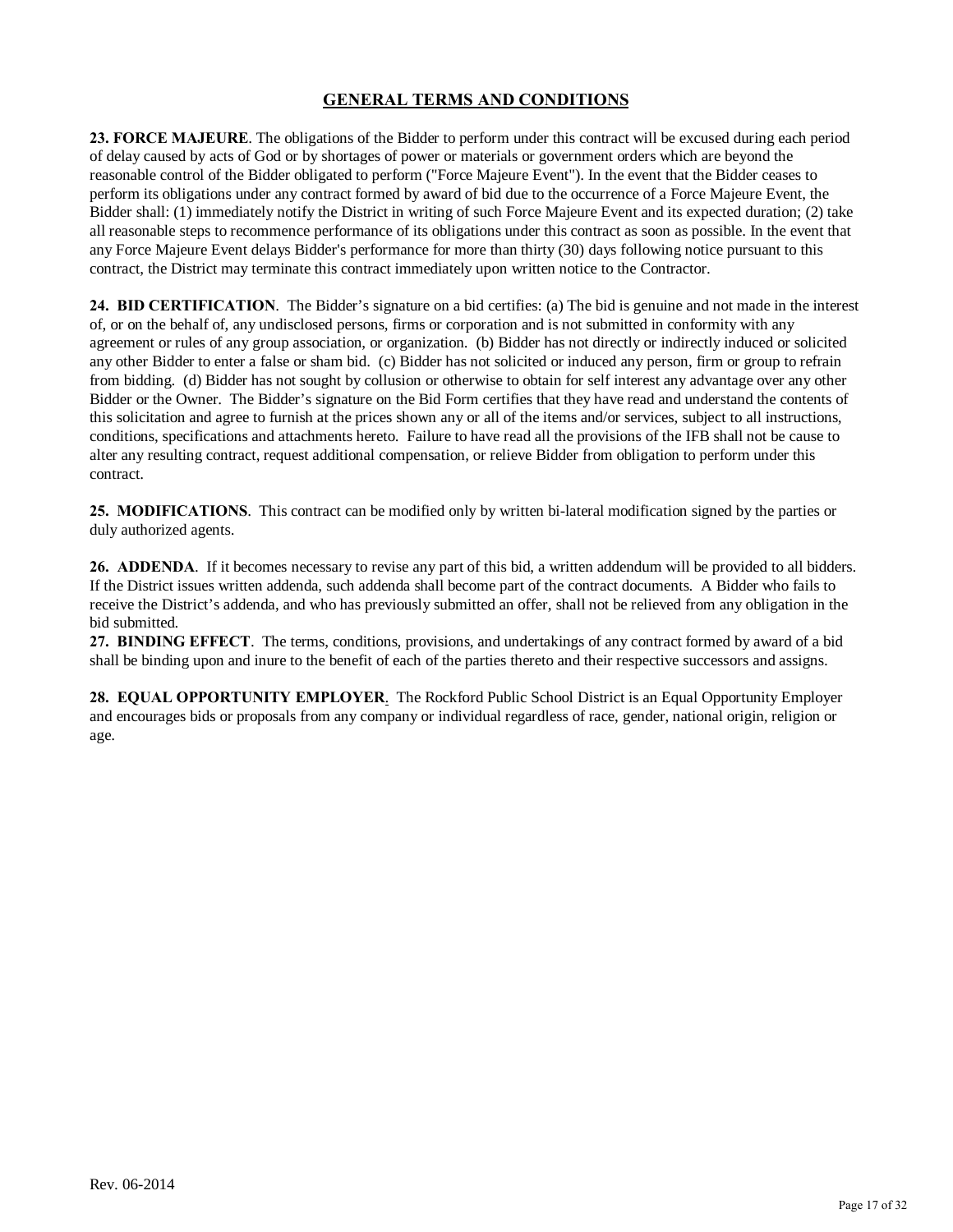## GENERAL TERMS AND CONDITIONS

**23. FORCE MAJEURE**. The obligations of the Bidder to perform under this contract will be excused during each period of delay caused by acts of God or by shortages of power or materials or government orders which are beyond the reasonable control of the Bidder obligated to perform ("Force Majeure Event"). In the event that the Bidder ceases to perform its obligations under any contract formed by award of bid due to the occurrence of a Force Majeure Event, the Bidder shall: (1) immediately notify the District in writing of such Force Majeure Event and its expected duration; (2) take all reasonable steps to recommence performance of its obligations under this contract as soon as possible. In the event that any Force Majeure Event delays Bidder's performance for more than thirty (30) days following notice pursuant to this contract, the District may terminate this contract immediately upon written notice to the Contractor.

**24. BID CERTIFICATION**. The Bidder's signature on a bid certifies: (a) The bid is genuine and not made in the interest of, or on the behalf of, any undisclosed persons, firms or corporation and is not submitted in conformity with any agreement or rules of any group association, or organization. (b) Bidder has not directly or indirectly induced or solicited any other Bidder to enter a false or sham bid. (c) Bidder has not solicited or induced any person, firm or group to refrain from bidding. (d) Bidder has not sought by collusion or otherwise to obtain for self interest any advantage over any other Bidder or the Owner. The Bidder's signature on the Bid Form certifies that they have read and understand the contents of this solicitation and agree to furnish at the prices shown any or all of the items and/or services, subject to all instructions, conditions, specifications and attachments hereto. Failure to have read all the provisions of the IFB shall not be cause to alter any resulting contract, request additional compensation, or relieve Bidder from obligation to perform under this contract.

**25. MODIFICATIONS**. This contract can be modified only by written bi-lateral modification signed by the parties or duly authorized agents.

**26. ADDENDA**. If it becomes necessary to revise any part of this bid, a written addendum will be provided to all bidders. If the District issues written addenda, such addenda shall become part of the contract documents. A Bidder who fails to receive the District's addenda, and who has previously submitted an offer, shall not be relieved from any obligation in the bid submitted.

**27. BINDING EFFECT**. The terms, conditions, provisions, and undertakings of any contract formed by award of a bid shall be binding upon and inure to the benefit of each of the parties thereto and their respective successors and assigns.

**28. EQUAL OPPORTUNITY EMPLOYER**. The Rockford Public School District is an Equal Opportunity Employer and encourages bids or proposals from any company or individual regardless of race, gender, national origin, religion or age.

Rev. 06-2014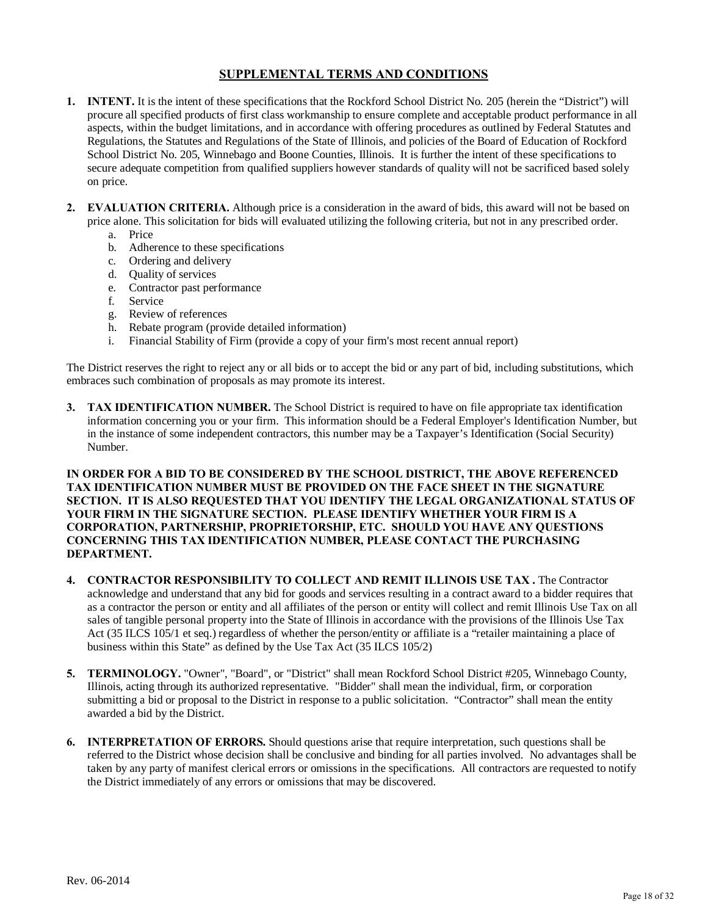## SUPPLEMENTAL TERMS AND CONDITIONS

1. **INTENT.** It is the intent of these specifications that the Rockford School District No. 205 (herein the "District") will procure all specified products of first class workmanship to ensure complete and acceptable product performance in all aspects, within the budget limitations, and in accordance with offering procedures as outlined by Federal Statutes and Regulations, the Statutes and Regulations of the State of Illinois, and policies of the Board of Education of Rockford School District No. 205, Winnebago and Boone Counties, Illinois. It is further the intent of these specifications to secure adequate competition from qualified suppliers however standards of quality will not be sacrificed based solely on price.

2. **EVALUATION CRITERIA.** Although price is a consideration in the award of bids, this award will not be based on price alone. This solicitation for bids will evaluated utilizing the following criteria, but not in any prescribed order.
   a. Price
   b. Adherence to these specifications
   c. Ordering and delivery
   d. Quality of services
   e. Contractor past performance
   f. Service
   g. Review of references
   h. Rebate program (provide detailed information)
   i. Financial Stability of Firm (provide a copy of your firm's most recent annual report)

The District reserves the right to reject any or all bids or to accept the bid or any part of bid, including substitutions, which embraces such combination of proposals as may promote its interest.

3. **TAX IDENTIFICATION NUMBER.** The School District is required to have on file appropriate tax identification information concerning you or your firm. This information should be a Federal Employer's Identification Number, but in the instance of some independent contractors, this number may be a Taxpayer's Identification (Social Security) Number.

**IN ORDER FOR A BID TO BE CONSIDERED BY THE SCHOOL DISTRICT, THE ABOVE REFERENCED TAX IDENTIFICATION NUMBER MUST BE PROVIDED ON THE FACE SHEET IN THE SIGNATURE SECTION. IT IS ALSO REQUESTED THAT YOU IDENTIFY THE LEGAL ORGANIZATIONAL STATUS OF YOUR FIRM IN THE SIGNATURE SECTION. PLEASE IDENTIFY WHETHER YOUR FIRM IS A CORPORATION, PARTNERSHIP, PROPRIETORSHIP, ETC. SHOULD YOU HAVE ANY QUESTIONS CONCERNING THIS TAX IDENTIFICATION NUMBER, PLEASE CONTACT THE PURCHASING DEPARTMENT.**

4. **CONTRACTOR RESPONSIBILITY TO COLLECT AND REMIT ILLINOIS USE TAX .** The Contractor acknowledge and understand that any bid for goods and services resulting in a contract award to a bidder requires that as a contractor the person or entity and all affiliates of the person or entity will collect and remit Illinois Use Tax on all sales of tangible personal property into the State of Illinois in accordance with the provisions of the Illinois Use Tax Act (35 ILCS 105/1 et seq.) regardless of whether the person/entity or affiliate is a "retailer maintaining a place of business within this State" as defined by the Use Tax Act (35 ILCS 105/2)

5. **TERMINOLOGY.** "Owner", "Board", or "District" shall mean Rockford School District #205, Winnebago County, Illinois, acting through its authorized representative. "Bidder" shall mean the individual, firm, or corporation submitting a bid or proposal to the District in response to a public solicitation. "Contractor" shall mean the entity awarded a bid by the District.

6. **INTERPRETATION OF ERRORS.** Should questions arise that require interpretation, such questions shall be referred to the District whose decision shall be conclusive and binding for all parties involved. No advantages shall be taken by any party of manifest clerical errors or omissions in the specifications. All contractors are requested to notify the District immediately of any errors or omissions that may be discovered.

Rev. 06-2014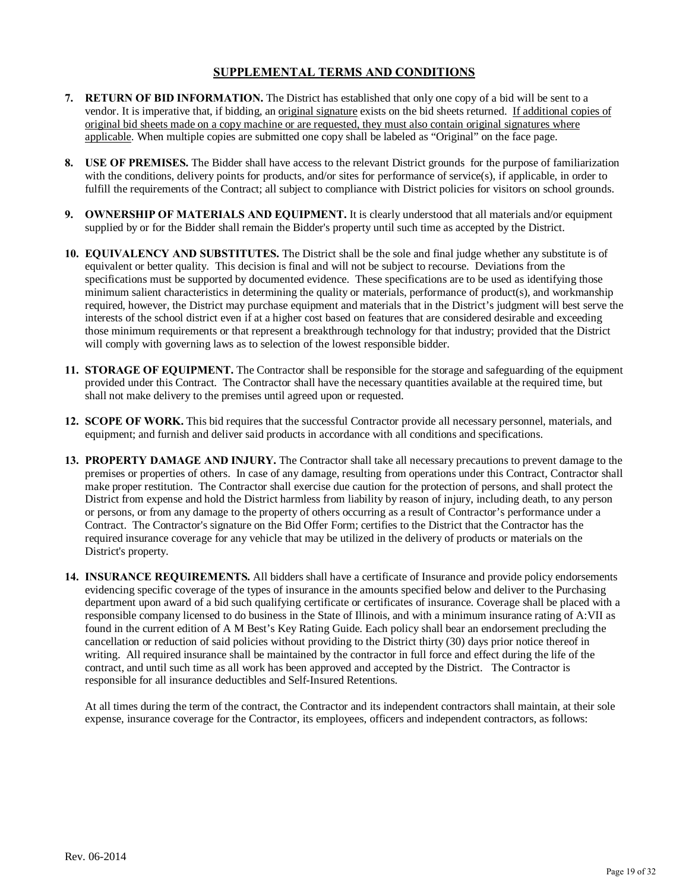## SUPPLEMENTAL TERMS AND CONDITIONS

7. **RETURN OF BID INFORMATION.** The District has established that only one copy of a bid will be sent to a vendor. It is imperative that, if bidding, an original signature exists on the bid sheets returned. If additional copies of original bid sheets made on a copy machine or are requested, they must also contain original signatures where applicable. When multiple copies are submitted one copy shall be labeled as "Original" on the face page.

8. **USE OF PREMISES.** The Bidder shall have access to the relevant District grounds for the purpose of familiarization with the conditions, delivery points for products, and/or sites for performance of service(s), if applicable, in order to fulfill the requirements of the Contract; all subject to compliance with District policies for visitors on school grounds.

9. **OWNERSHIP OF MATERIALS AND EQUIPMENT.** It is clearly understood that all materials and/or equipment supplied by or for the Bidder shall remain the Bidder's property until such time as accepted by the District.

10. **EQUIVALENCY AND SUBSTITUTES.** The District shall be the sole and final judge whether any substitute is of equivalent or better quality. This decision is final and will not be subject to recourse. Deviations from the specifications must be supported by documented evidence. These specifications are to be used as identifying those minimum salient characteristics in determining the quality or materials, performance of product(s), and workmanship required, however, the District may purchase equipment and materials that in the District's judgment will best serve the interests of the school district even if at a higher cost based on features that are considered desirable and exceeding those minimum requirements or that represent a breakthrough technology for that industry; provided that the District will comply with governing laws as to selection of the lowest responsible bidder.

11. **STORAGE OF EQUIPMENT.** The Contractor shall be responsible for the storage and safeguarding of the equipment provided under this Contract. The Contractor shall have the necessary quantities available at the required time, but shall not make delivery to the premises until agreed upon or requested.

12. **SCOPE OF WORK.** This bid requires that the successful Contractor provide all necessary personnel, materials, and equipment; and furnish and deliver said products in accordance with all conditions and specifications.

13. **PROPERTY DAMAGE AND INJURY.** The Contractor shall take all necessary precautions to prevent damage to the premises or properties of others. In case of any damage, resulting from operations under this Contract, Contractor shall make proper restitution. The Contractor shall exercise due caution for the protection of persons, and shall protect the District from expense and hold the District harmless from liability by reason of injury, including death, to any person or persons, or from any damage to the property of others occurring as a result of Contractor's performance under a Contract. The Contractor's signature on the Bid Offer Form; certifies to the District that the Contractor has the required insurance coverage for any vehicle that may be utilized in the delivery of products or materials on the District's property.

14. **INSURANCE REQUIREMENTS.** All bidders shall have a certificate of Insurance and provide policy endorsements evidencing specific coverage of the types of insurance in the amounts specified below and deliver to the Purchasing department upon award of a bid such qualifying certificate or certificates of insurance. Coverage shall be placed with a responsible company licensed to do business in the State of Illinois, and with a minimum insurance rating of A:VII as found in the current edition of A M Best's Key Rating Guide. Each policy shall bear an endorsement precluding the cancellation or reduction of said policies without providing to the District thirty (30) days prior notice thereof in writing. All required insurance shall be maintained by the contractor in full force and effect during the life of the contract, and until such time as all work has been approved and accepted by the District. The Contractor is responsible for all insurance deductibles and Self-Insured Retentions.

    At all times during the term of the contract, the Contractor and its independent contractors shall maintain, at their sole expense, insurance coverage for the Contractor, its employees, officers and independent contractors, as follows:

Rev. 06-2014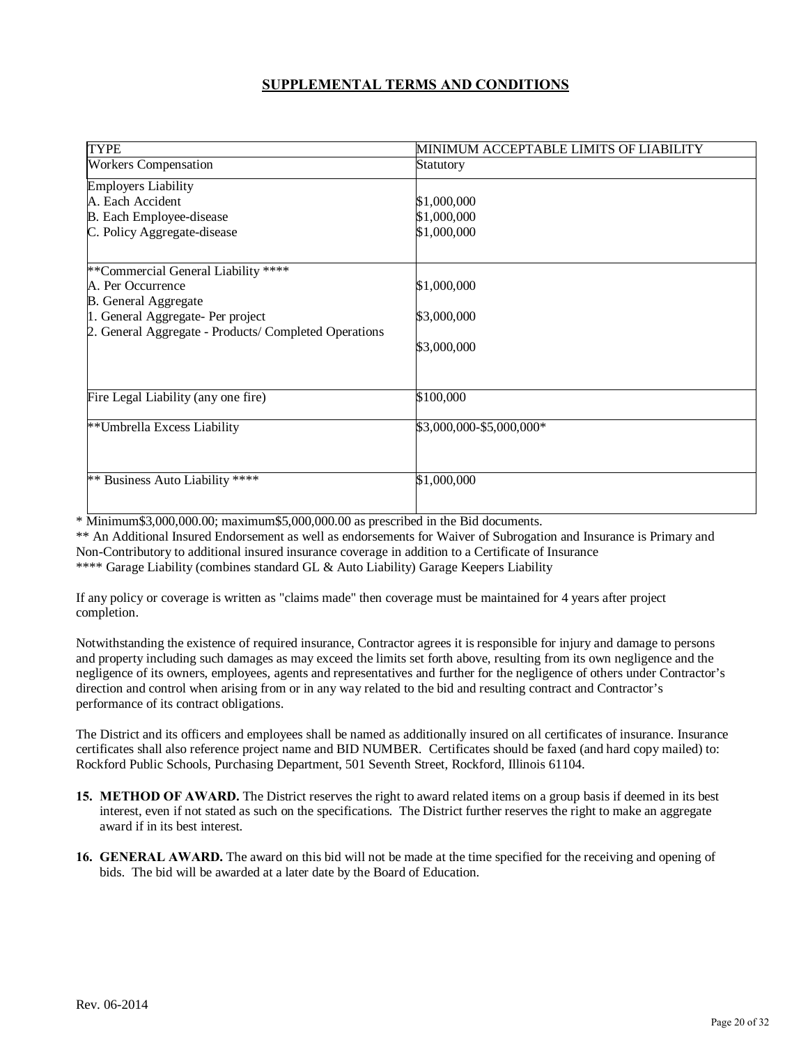## SUPPLEMENTAL TERMS AND CONDITIONS

| TYPE | MINIMUM ACCEPTABLE LIMITS OF LIABILITY |
|---|---|
| Workers Compensation | Statutory |
| Employers Liability<br>A. Each Accident<br>B. Each Employee-disease<br>C. Policy Aggregate-disease | <br>$1,000,000<br>$1,000,000<br>$1,000,000 |
| **Commercial General Liability ****<br>A. Per Occurrence<br>B. General Aggregate<br>1. General Aggregate- Per project<br>2. General Aggregate - Products/ Completed Operations | <br>$1,000,000<br><br>$3,000,000<br><br>$3,000,000 |
| Fire Legal Liability (any one fire) | $100,000 |
| **Umbrella Excess Liability | $3,000,000-$5,000,000* |
| ** Business Auto Liability **** | $1,000,000 |

* Minimum$3,000,000.00; maximum$5,000,000.00 as prescribed in the Bid documents.

** An Additional Insured Endorsement as well as endorsements for Waiver of Subrogation and Insurance is Primary and Non-Contributory to additional insured insurance coverage in addition to a Certificate of Insurance

**** Garage Liability (combines standard GL & Auto Liability) Garage Keepers Liability

If any policy or coverage is written as "claims made" then coverage must be maintained for 4 years after project completion.

Notwithstanding the existence of required insurance, Contractor agrees it is responsible for injury and damage to persons and property including such damages as may exceed the limits set forth above, resulting from its own negligence and the negligence of its owners, employees, agents and representatives and further for the negligence of others under Contractor's direction and control when arising from or in any way related to the bid and resulting contract and Contractor's performance of its contract obligations.

The District and its officers and employees shall be named as additionally insured on all certificates of insurance. Insurance certificates shall also reference project name and BID NUMBER. Certificates should be faxed (and hard copy mailed) to: Rockford Public Schools, Purchasing Department, 501 Seventh Street, Rockford, Illinois 61104.

15. **METHOD OF AWARD.** The District reserves the right to award related items on a group basis if deemed in its best interest, even if not stated as such on the specifications. The District further reserves the right to make an aggregate award if in its best interest.

16. **GENERAL AWARD.** The award on this bid will not be made at the time specified for the receiving and opening of bids. The bid will be awarded at a later date by the Board of Education.

Rev. 06-2014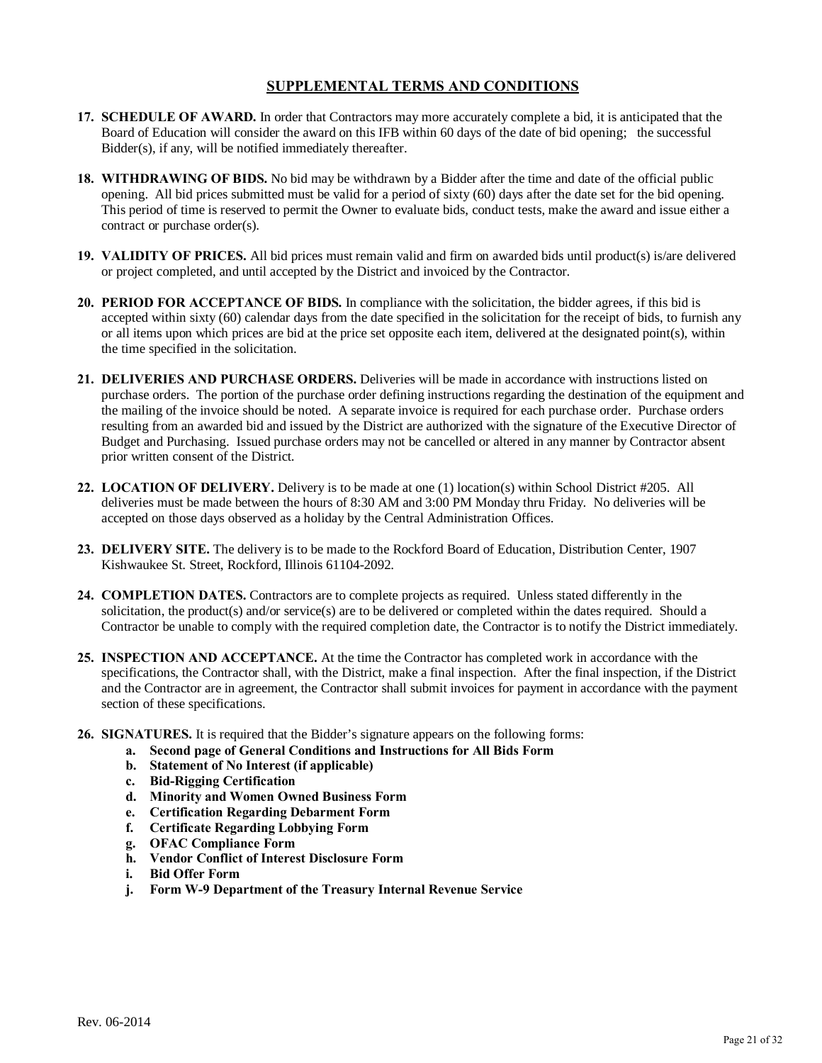## SUPPLEMENTAL TERMS AND CONDITIONS

**17. SCHEDULE OF AWARD.** In order that Contractors may more accurately complete a bid, it is anticipated that the Board of Education will consider the award on this IFB within 60 days of the date of bid opening; the successful Bidder(s), if any, will be notified immediately thereafter.

**18. WITHDRAWING OF BIDS.** No bid may be withdrawn by a Bidder after the time and date of the official public opening. All bid prices submitted must be valid for a period of sixty (60) days after the date set for the bid opening. This period of time is reserved to permit the Owner to evaluate bids, conduct tests, make the award and issue either a contract or purchase order(s).

**19. VALIDITY OF PRICES.** All bid prices must remain valid and firm on awarded bids until product(s) is/are delivered or project completed, and until accepted by the District and invoiced by the Contractor.

**20. PERIOD FOR ACCEPTANCE OF BIDS.** In compliance with the solicitation, the bidder agrees, if this bid is accepted within sixty (60) calendar days from the date specified in the solicitation for the receipt of bids, to furnish any or all items upon which prices are bid at the price set opposite each item, delivered at the designated point(s), within the time specified in the solicitation.

**21. DELIVERIES AND PURCHASE ORDERS.** Deliveries will be made in accordance with instructions listed on purchase orders. The portion of the purchase order defining instructions regarding the destination of the equipment and the mailing of the invoice should be noted. A separate invoice is required for each purchase order. Purchase orders resulting from an awarded bid and issued by the District are authorized with the signature of the Executive Director of Budget and Purchasing. Issued purchase orders may not be cancelled or altered in any manner by Contractor absent prior written consent of the District.

**22. LOCATION OF DELIVERY.** Delivery is to be made at one (1) location(s) within School District #205. All deliveries must be made between the hours of 8:30 AM and 3:00 PM Monday thru Friday. No deliveries will be accepted on those days observed as a holiday by the Central Administration Offices.

**23. DELIVERY SITE.** The delivery is to be made to the Rockford Board of Education, Distribution Center, 1907 Kishwaukee St. Street, Rockford, Illinois 61104-2092.

**24. COMPLETION DATES.** Contractors are to complete projects as required. Unless stated differently in the solicitation, the product(s) and/or service(s) are to be delivered or completed within the dates required. Should a Contractor be unable to comply with the required completion date, the Contractor is to notify the District immediately.

**25. INSPECTION AND ACCEPTANCE.** At the time the Contractor has completed work in accordance with the specifications, the Contractor shall, with the District, make a final inspection. After the final inspection, if the District and the Contractor are in agreement, the Contractor shall submit invoices for payment in accordance with the payment section of these specifications.

**26. SIGNATURES.** It is required that the Bidder's signature appears on the following forms:

- **a. Second page of General Conditions and Instructions for All Bids Form**
- **b. Statement of No Interest (if applicable)**
- **c. Bid-Rigging Certification**
- **d. Minority and Women Owned Business Form**
- **e. Certification Regarding Debarment Form**
- **f. Certificate Regarding Lobbying Form**
- **g. OFAC Compliance Form**
- **h. Vendor Conflict of Interest Disclosure Form**
- **i. Bid Offer Form**
- **j. Form W-9 Department of the Treasury Internal Revenue Service**

Rev. 06-2014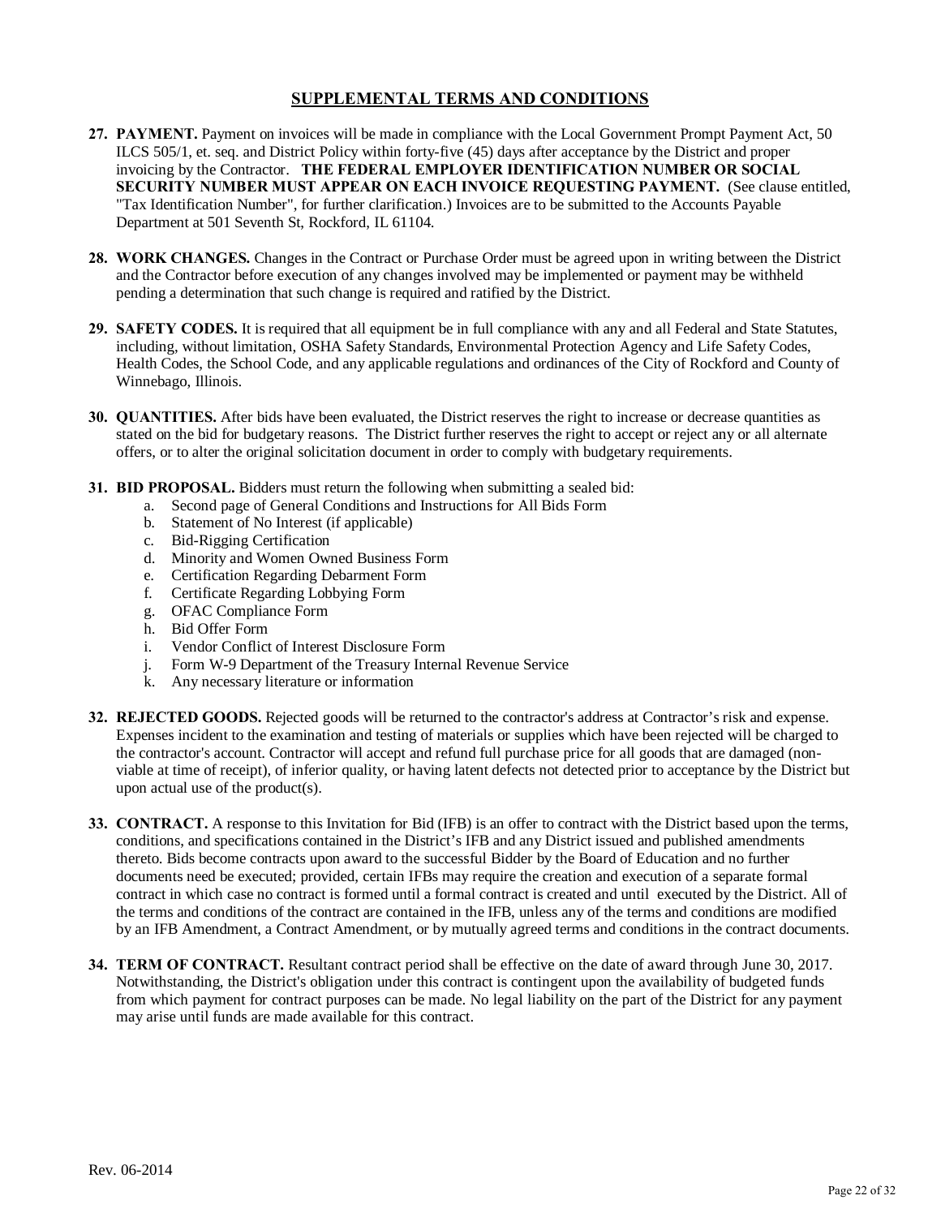## SUPPLEMENTAL TERMS AND CONDITIONS

**27. PAYMENT.** Payment on invoices will be made in compliance with the Local Government Prompt Payment Act, 50 ILCS 505/1, et. seq. and District Policy within forty-five (45) days after acceptance by the District and proper invoicing by the Contractor. **THE FEDERAL EMPLOYER IDENTIFICATION NUMBER OR SOCIAL SECURITY NUMBER MUST APPEAR ON EACH INVOICE REQUESTING PAYMENT.** (See clause entitled, "Tax Identification Number", for further clarification.) Invoices are to be submitted to the Accounts Payable Department at 501 Seventh St, Rockford, IL 61104.

**28. WORK CHANGES.** Changes in the Contract or Purchase Order must be agreed upon in writing between the District and the Contractor before execution of any changes involved may be implemented or payment may be withheld pending a determination that such change is required and ratified by the District.

**29. SAFETY CODES.** It is required that all equipment be in full compliance with any and all Federal and State Statutes, including, without limitation, OSHA Safety Standards, Environmental Protection Agency and Life Safety Codes, Health Codes, the School Code, and any applicable regulations and ordinances of the City of Rockford and County of Winnebago, Illinois.

**30. QUANTITIES.** After bids have been evaluated, the District reserves the right to increase or decrease quantities as stated on the bid for budgetary reasons. The District further reserves the right to accept or reject any or all alternate offers, or to alter the original solicitation document in order to comply with budgetary requirements.

**31. BID PROPOSAL.** Bidders must return the following when submitting a sealed bid:

a. Second page of General Conditions and Instructions for All Bids Form
b. Statement of No Interest (if applicable)
c. Bid-Rigging Certification
d. Minority and Women Owned Business Form
e. Certification Regarding Debarment Form
f. Certificate Regarding Lobbying Form
g. OFAC Compliance Form
h. Bid Offer Form
i. Vendor Conflict of Interest Disclosure Form
j. Form W-9 Department of the Treasury Internal Revenue Service
k. Any necessary literature or information

**32. REJECTED GOODS.** Rejected goods will be returned to the contractor's address at Contractor's risk and expense. Expenses incident to the examination and testing of materials or supplies which have been rejected will be charged to the contractor's account. Contractor will accept and refund full purchase price for all goods that are damaged (non-viable at time of receipt), of inferior quality, or having latent defects not detected prior to acceptance by the District but upon actual use of the product(s).

**33. CONTRACT.** A response to this Invitation for Bid (IFB) is an offer to contract with the District based upon the terms, conditions, and specifications contained in the District's IFB and any District issued and published amendments thereto. Bids become contracts upon award to the successful Bidder by the Board of Education and no further documents need be executed; provided, certain IFBs may require the creation and execution of a separate formal contract in which case no contract is formed until a formal contract is created and until executed by the District. All of the terms and conditions of the contract are contained in the IFB, unless any of the terms and conditions are modified by an IFB Amendment, a Contract Amendment, or by mutually agreed terms and conditions in the contract documents.

**34. TERM OF CONTRACT.** Resultant contract period shall be effective on the date of award through June 30, 2017. Notwithstanding, the District's obligation under this contract is contingent upon the availability of budgeted funds from which payment for contract purposes can be made. No legal liability on the part of the District for any payment may arise until funds are made available for this contract.

Rev. 06-2014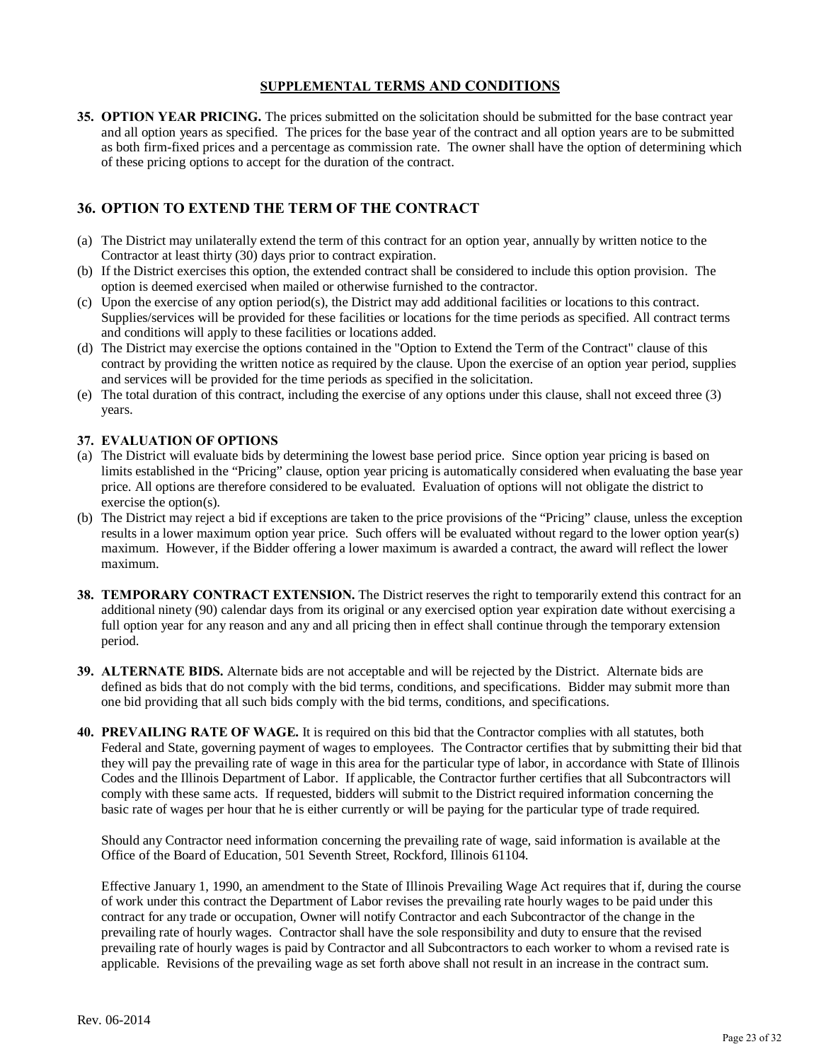## SUPPLEMENTAL TERMS AND CONDITIONS

**35. OPTION YEAR PRICING.** The prices submitted on the solicitation should be submitted for the base contract year and all option years as specified. The prices for the base year of the contract and all option years are to be submitted as both firm-fixed prices and a percentage as commission rate. The owner shall have the option of determining which of these pricing options to accept for the duration of the contract.

## 36. OPTION TO EXTEND THE TERM OF THE CONTRACT

(a) The District may unilaterally extend the term of this contract for an option year, annually by written notice to the Contractor at least thirty (30) days prior to contract expiration.
(b) If the District exercises this option, the extended contract shall be considered to include this option provision. The option is deemed exercised when mailed or otherwise furnished to the contractor.
(c) Upon the exercise of any option period(s), the District may add additional facilities or locations to this contract. Supplies/services will be provided for these facilities or locations for the time periods as specified. All contract terms and conditions will apply to these facilities or locations added.
(d) The District may exercise the options contained in the "Option to Extend the Term of the Contract" clause of this contract by providing the written notice as required by the clause. Upon the exercise of an option year period, supplies and services will be provided for the time periods as specified in the solicitation.
(e) The total duration of this contract, including the exercise of any options under this clause, shall not exceed three (3) years.

### 37. EVALUATION OF OPTIONS

(a) The District will evaluate bids by determining the lowest base period price. Since option year pricing is based on limits established in the "Pricing" clause, option year pricing is automatically considered when evaluating the base year price. All options are therefore considered to be evaluated. Evaluation of options will not obligate the district to exercise the option(s).
(b) The District may reject a bid if exceptions are taken to the price provisions of the "Pricing" clause, unless the exception results in a lower maximum option year price. Such offers will be evaluated without regard to the lower option year(s) maximum. However, if the Bidder offering a lower maximum is awarded a contract, the award will reflect the lower maximum.

**38. TEMPORARY CONTRACT EXTENSION.** The District reserves the right to temporarily extend this contract for an additional ninety (90) calendar days from its original or any exercised option year expiration date without exercising a full option year for any reason and any and all pricing then in effect shall continue through the temporary extension period.

**39. ALTERNATE BIDS.** Alternate bids are not acceptable and will be rejected by the District. Alternate bids are defined as bids that do not comply with the bid terms, conditions, and specifications. Bidder may submit more than one bid providing that all such bids comply with the bid terms, conditions, and specifications.

**40. PREVAILING RATE OF WAGE.** It is required on this bid that the Contractor complies with all statutes, both Federal and State, governing payment of wages to employees. The Contractor certifies that by submitting their bid that they will pay the prevailing rate of wage in this area for the particular type of labor, in accordance with State of Illinois Codes and the Illinois Department of Labor. If applicable, the Contractor further certifies that all Subcontractors will comply with these same acts. If requested, bidders will submit to the District required information concerning the basic rate of wages per hour that he is either currently or will be paying for the particular type of trade required.

Should any Contractor need information concerning the prevailing rate of wage, said information is available at the Office of the Board of Education, 501 Seventh Street, Rockford, Illinois 61104.

Effective January 1, 1990, an amendment to the State of Illinois Prevailing Wage Act requires that if, during the course of work under this contract the Department of Labor revises the prevailing rate hourly wages to be paid under this contract for any trade or occupation, Owner will notify Contractor and each Subcontractor of the change in the prevailing rate of hourly wages. Contractor shall have the sole responsibility and duty to ensure that the revised prevailing rate of hourly wages is paid by Contractor and all Subcontractors to each worker to whom a revised rate is applicable. Revisions of the prevailing wage as set forth above shall not result in an increase in the contract sum.

Rev. 06-2014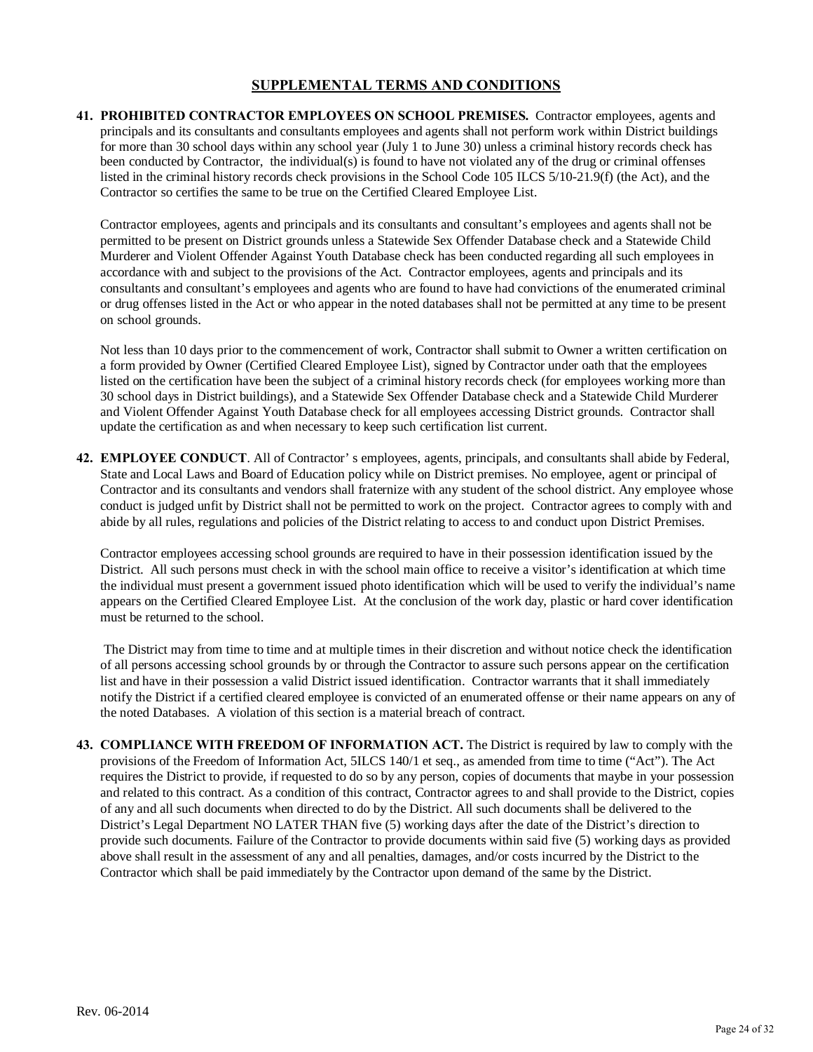## SUPPLEMENTAL TERMS AND CONDITIONS

**41. PROHIBITED CONTRACTOR EMPLOYEES ON SCHOOL PREMISES.** Contractor employees, agents and principals and its consultants and consultants employees and agents shall not perform work within District buildings for more than 30 school days within any school year (July 1 to June 30) unless a criminal history records check has been conducted by Contractor, the individual(s) is found to have not violated any of the drug or criminal offenses listed in the criminal history records check provisions in the School Code 105 ILCS 5/10-21.9(f) (the Act), and the Contractor so certifies the same to be true on the Certified Cleared Employee List.

Contractor employees, agents and principals and its consultants and consultant's employees and agents shall not be permitted to be present on District grounds unless a Statewide Sex Offender Database check and a Statewide Child Murderer and Violent Offender Against Youth Database check has been conducted regarding all such employees in accordance with and subject to the provisions of the Act. Contractor employees, agents and principals and its consultants and consultant's employees and agents who are found to have had convictions of the enumerated criminal or drug offenses listed in the Act or who appear in the noted databases shall not be permitted at any time to be present on school grounds.

Not less than 10 days prior to the commencement of work, Contractor shall submit to Owner a written certification on a form provided by Owner (Certified Cleared Employee List), signed by Contractor under oath that the employees listed on the certification have been the subject of a criminal history records check (for employees working more than 30 school days in District buildings), and a Statewide Sex Offender Database check and a Statewide Child Murderer and Violent Offender Against Youth Database check for all employees accessing District grounds. Contractor shall update the certification as and when necessary to keep such certification list current.

**42. EMPLOYEE CONDUCT**. All of Contractor' s employees, agents, principals, and consultants shall abide by Federal, State and Local Laws and Board of Education policy while on District premises. No employee, agent or principal of Contractor and its consultants and vendors shall fraternize with any student of the school district. Any employee whose conduct is judged unfit by District shall not be permitted to work on the project. Contractor agrees to comply with and abide by all rules, regulations and policies of the District relating to access to and conduct upon District Premises.

Contractor employees accessing school grounds are required to have in their possession identification issued by the District. All such persons must check in with the school main office to receive a visitor's identification at which time the individual must present a government issued photo identification which will be used to verify the individual's name appears on the Certified Cleared Employee List. At the conclusion of the work day, plastic or hard cover identification must be returned to the school.

The District may from time to time and at multiple times in their discretion and without notice check the identification of all persons accessing school grounds by or through the Contractor to assure such persons appear on the certification list and have in their possession a valid District issued identification. Contractor warrants that it shall immediately notify the District if a certified cleared employee is convicted of an enumerated offense or their name appears on any of the noted Databases. A violation of this section is a material breach of contract.

**43. COMPLIANCE WITH FREEDOM OF INFORMATION ACT.** The District is required by law to comply with the provisions of the Freedom of Information Act, 5ILCS 140/1 et seq., as amended from time to time ("Act"). The Act requires the District to provide, if requested to do so by any person, copies of documents that maybe in your possession and related to this contract. As a condition of this contract, Contractor agrees to and shall provide to the District, copies of any and all such documents when directed to do by the District. All such documents shall be delivered to the District's Legal Department NO LATER THAN five (5) working days after the date of the District's direction to provide such documents. Failure of the Contractor to provide documents within said five (5) working days as provided above shall result in the assessment of any and all penalties, damages, and/or costs incurred by the District to the Contractor which shall be paid immediately by the Contractor upon demand of the same by the District.

Rev. 06-2014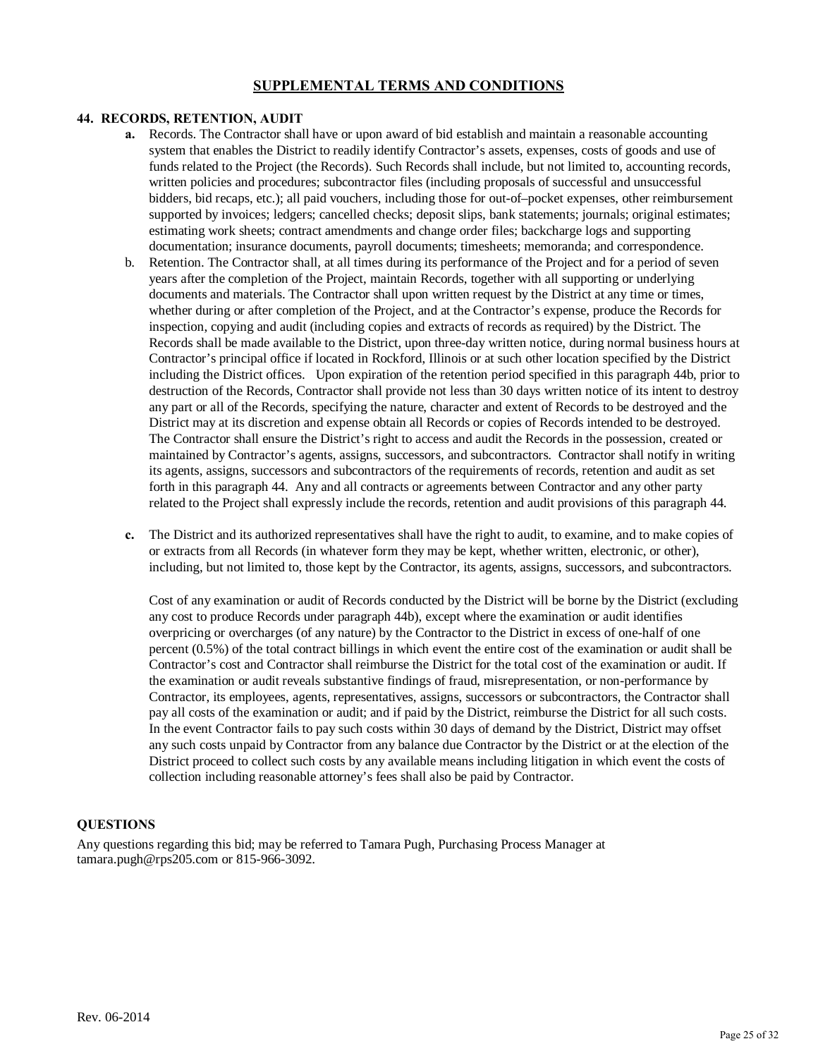## SUPPLEMENTAL TERMS AND CONDITIONS

### 44. RECORDS, RETENTION, AUDIT

**a.** Records. The Contractor shall have or upon award of bid establish and maintain a reasonable accounting system that enables the District to readily identify Contractor's assets, expenses, costs of goods and use of funds related to the Project (the Records). Such Records shall include, but not limited to, accounting records, written policies and procedures; subcontractor files (including proposals of successful and unsuccessful bidders, bid recaps, etc.); all paid vouchers, including those for out-of–pocket expenses, other reimbursement supported by invoices; ledgers; cancelled checks; deposit slips, bank statements; journals; original estimates; estimating work sheets; contract amendments and change order files; backcharge logs and supporting documentation; insurance documents, payroll documents; timesheets; memoranda; and correspondence.

b. Retention. The Contractor shall, at all times during its performance of the Project and for a period of seven years after the completion of the Project, maintain Records, together with all supporting or underlying documents and materials. The Contractor shall upon written request by the District at any time or times, whether during or after completion of the Project, and at the Contractor's expense, produce the Records for inspection, copying and audit (including copies and extracts of records as required) by the District. The Records shall be made available to the District, upon three-day written notice, during normal business hours at Contractor's principal office if located in Rockford, Illinois or at such other location specified by the District including the District offices. Upon expiration of the retention period specified in this paragraph 44b, prior to destruction of the Records, Contractor shall provide not less than 30 days written notice of its intent to destroy any part or all of the Records, specifying the nature, character and extent of Records to be destroyed and the District may at its discretion and expense obtain all Records or copies of Records intended to be destroyed. The Contractor shall ensure the District's right to access and audit the Records in the possession, created or maintained by Contractor's agents, assigns, successors, and subcontractors. Contractor shall notify in writing its agents, assigns, successors and subcontractors of the requirements of records, retention and audit as set forth in this paragraph 44. Any and all contracts or agreements between Contractor and any other party related to the Project shall expressly include the records, retention and audit provisions of this paragraph 44.

**c.** The District and its authorized representatives shall have the right to audit, to examine, and to make copies of or extracts from all Records (in whatever form they may be kept, whether written, electronic, or other), including, but not limited to, those kept by the Contractor, its agents, assigns, successors, and subcontractors.

Cost of any examination or audit of Records conducted by the District will be borne by the District (excluding any cost to produce Records under paragraph 44b), except where the examination or audit identifies overpricing or overcharges (of any nature) by the Contractor to the District in excess of one-half of one percent (0.5%) of the total contract billings in which event the entire cost of the examination or audit shall be Contractor's cost and Contractor shall reimburse the District for the total cost of the examination or audit. If the examination or audit reveals substantive findings of fraud, misrepresentation, or non-performance by Contractor, its employees, agents, representatives, assigns, successors or subcontractors, the Contractor shall pay all costs of the examination or audit; and if paid by the District, reimburse the District for all such costs. In the event Contractor fails to pay such costs within 30 days of demand by the District, District may offset any such costs unpaid by Contractor from any balance due Contractor by the District or at the election of the District proceed to collect such costs by any available means including litigation in which event the costs of collection including reasonable attorney's fees shall also be paid by Contractor.

### QUESTIONS

Any questions regarding this bid; may be referred to Tamara Pugh, Purchasing Process Manager at tamara.pugh@rps205.com or 815-966-3092.

Rev. 06-2014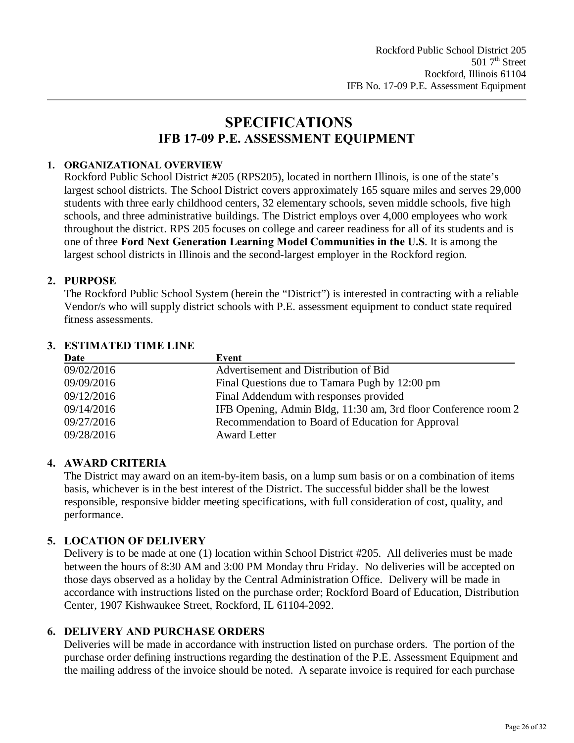# SPECIFICATIONS
## IFB 17-09 P.E. ASSESSMENT EQUIPMENT

### 1. ORGANIZATIONAL OVERVIEW

Rockford Public School District #205 (RPS205), located in northern Illinois, is one of the state's largest school districts. The School District covers approximately 165 square miles and serves 29,000 students with three early childhood centers, 32 elementary schools, seven middle schools, five high schools, and three administrative buildings. The District employs over 4,000 employees who work throughout the district. RPS 205 focuses on college and career readiness for all of its students and is one of three **Ford Next Generation Learning Model Communities in the U.S**. It is among the largest school districts in Illinois and the second-largest employer in the Rockford region.

### 2. PURPOSE

The Rockford Public School System (herein the "District") is interested in contracting with a reliable Vendor/s who will supply district schools with P.E. assessment equipment to conduct state required fitness assessments.

### 3. ESTIMATED TIME LINE

| Date | Event |
|---|---|
| 09/02/2016 | Advertisement and Distribution of Bid |
| 09/09/2016 | Final Questions due to Tamara Pugh by 12:00 pm |
| 09/12/2016 | Final Addendum with responses provided |
| 09/14/2016 | IFB Opening, Admin Bldg, 11:30 am, 3rd floor Conference room 2 |
| 09/27/2016 | Recommendation to Board of Education for Approval |
| 09/28/2016 | Award Letter |

### 4. AWARD CRITERIA

The District may award on an item-by-item basis, on a lump sum basis or on a combination of items basis, whichever is in the best interest of the District. The successful bidder shall be the lowest responsible, responsive bidder meeting specifications, with full consideration of cost, quality, and performance.

### 5. LOCATION OF DELIVERY

Delivery is to be made at one (1) location within School District #205. All deliveries must be made between the hours of 8:30 AM and 3:00 PM Monday thru Friday. No deliveries will be accepted on those days observed as a holiday by the Central Administration Office. Delivery will be made in accordance with instructions listed on the purchase order; Rockford Board of Education, Distribution Center, 1907 Kishwaukee Street, Rockford, IL 61104-2092.

### 6. DELIVERY AND PURCHASE ORDERS

Deliveries will be made in accordance with instruction listed on purchase orders. The portion of the purchase order defining instructions regarding the destination of the P.E. Assessment Equipment and the mailing address of the invoice should be noted. A separate invoice is required for each purchase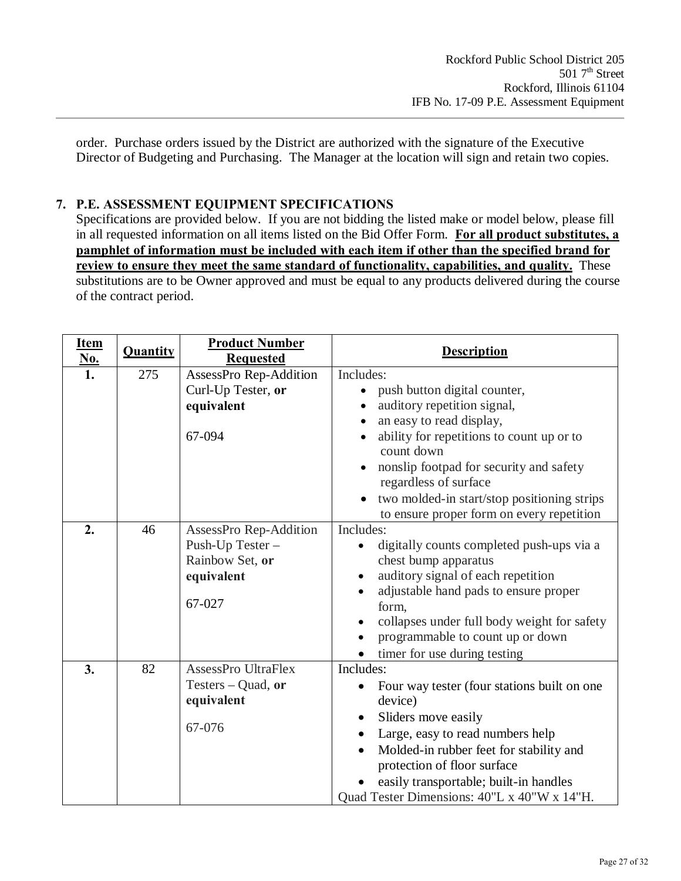order. Purchase orders issued by the District are authorized with the signature of the Executive Director of Budgeting and Purchasing. The Manager at the location will sign and retain two copies.

## 7. P.E. ASSESSMENT EQUIPMENT SPECIFICATIONS

Specifications are provided below. If you are not bidding the listed make or model below, please fill in all requested information on all items listed on the Bid Offer Form. **For all product substitutes, a pamphlet of information must be included with each item if other than the specified brand for review to ensure they meet the same standard of functionality, capabilities, and quality.** These substitutions are to be Owner approved and must be equal to any products delivered during the course of the contract period.

| Item No. | Quantity | Product Number Requested | Description |
|---|---|---|---|
| **1.** | 275 | AssessPro Rep-Addition Curl-Up Tester, **or equivalent**<br><br>67-094 | Includes:<br>• push button digital counter,<br>• auditory repetition signal,<br>• an easy to read display,<br>• ability for repetitions to count up or to count down<br>• nonslip footpad for security and safety regardless of surface<br>• two molded-in start/stop positioning strips to ensure proper form on every repetition |
| **2.** | 46 | AssessPro Rep-Addition Push-Up Tester – Rainbow Set, **or equivalent**<br><br>67-027 | Includes:<br>• digitally counts completed push-ups via a chest bump apparatus<br>• auditory signal of each repetition<br>• adjustable hand pads to ensure proper form,<br>• collapses under full body weight for safety<br>• programmable to count up or down<br>• timer for use during testing |
| **3.** | 82 | AssessPro UltraFlex Testers – Quad, **or equivalent**<br><br>67-076 | Includes:<br>• Four way tester (four stations built on one device)<br>• Sliders move easily<br>• Large, easy to read numbers help<br>• Molded-in rubber feet for stability and protection of floor surface<br>• easily transportable; built-in handles<br>Quad Tester Dimensions: 40"L x 40"W x 14"H. |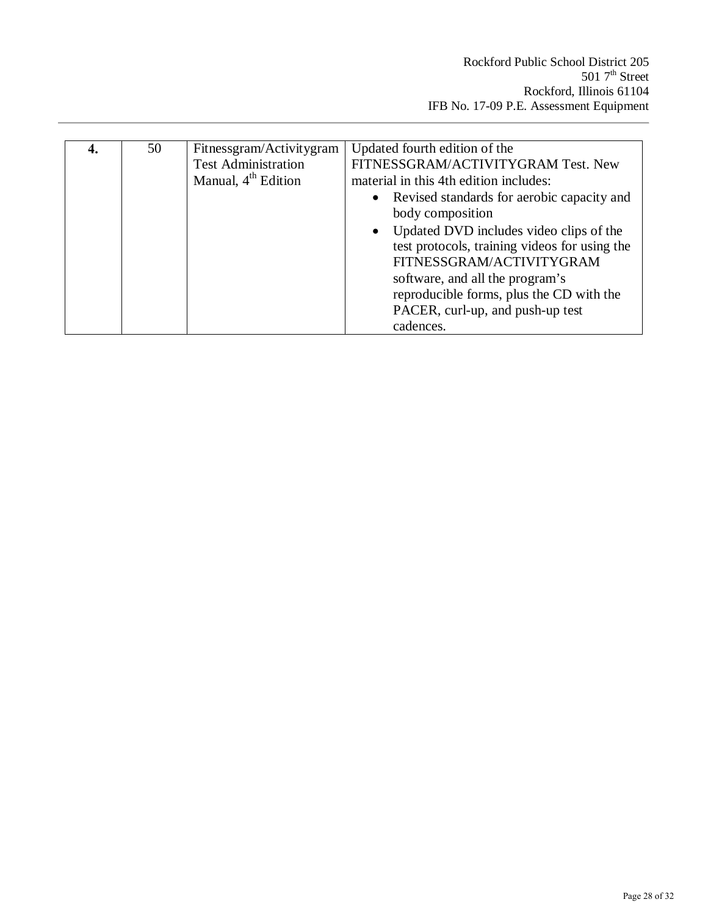| | | | |
|---|---|---|---|
| **4.** | 50 | Fitnessgram/Activitygram Test Administration Manual, 4th Edition | Updated fourth edition of the FITNESSGRAM/ACTIVITYGRAM Test. New material in this 4th edition includes:<br>• Revised standards for aerobic capacity and body composition<br>• Updated DVD includes video clips of the test protocols, training videos for using the FITNESSGRAM/ACTIVITYGRAM software, and all the program's reproducible forms, plus the CD with the PACER, curl-up, and push-up test cadences. |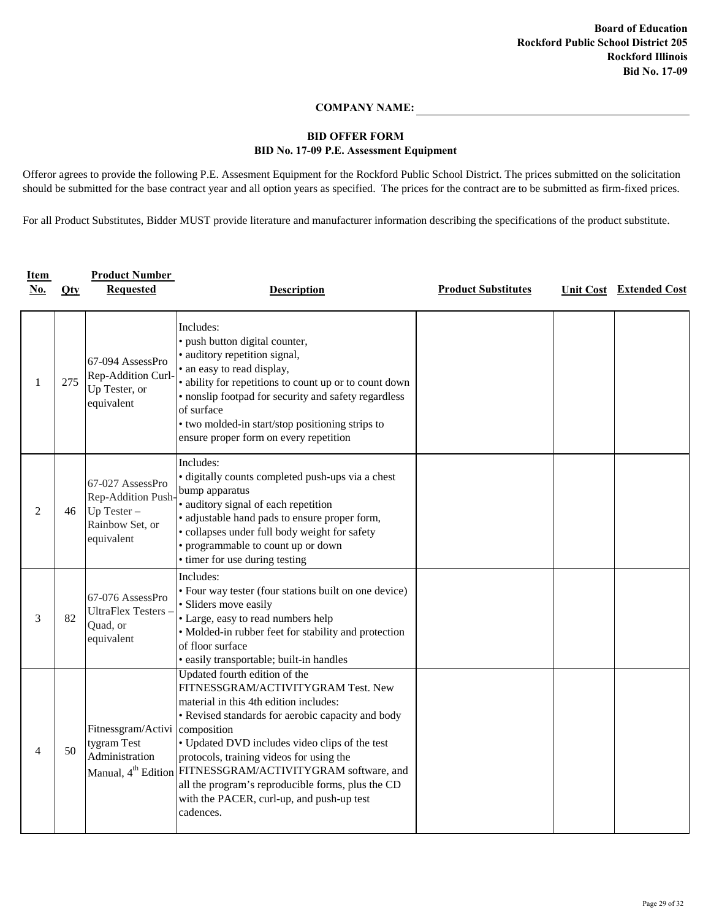**Board of Education**
**Rockford Public School District 205**
**Rockford Illinois**
**Bid No. 17-09**

**COMPANY NAME:** ______________________________

## BID OFFER FORM
## BID No. 17-09 P.E. Assessment Equipment

Offeror agrees to provide the following P.E. Assesment Equipment for the Rockford Public School District. The prices submitted on the solicitation should be submitted for the base contract year and all option years as specified. The prices for the contract are to be submitted as firm-fixed prices.

For all Product Substitutes, Bidder MUST provide literature and manufacturer information describing the specifications of the product substitute.

| Item No. | Qty | Product Number Requested | Description | Product Substitutes | Unit Cost | Extended Cost |
|---|---|---|---|---|---|---|
| 1 | 275 | 67-094 AssessPro Rep-Addition Curl-Up Tester, or equivalent | Includes:<br>• push button digital counter,<br>• auditory repetition signal,<br>• an easy to read display,<br>• ability for repetitions to count up or to count down<br>• nonslip footpad for security and safety regardless of surface<br>• two molded-in start/stop positioning strips to ensure proper form on every repetition | | | |
| 2 | 46 | 67-027 AssessPro Rep-Addition Push-Up Tester – Rainbow Set, or equivalent | Includes:<br>• digitally counts completed push-ups via a chest bump apparatus<br>• auditory signal of each repetition<br>• adjustable hand pads to ensure proper form,<br>• collapses under full body weight for safety<br>• programmable to count up or down<br>• timer for use during testing | | | |
| 3 | 82 | 67-076 AssessPro UltraFlex Testers – Quad, or equivalent | Includes:<br>• Four way tester (four stations built on one device)<br>• Sliders move easily<br>• Large, easy to read numbers help<br>• Molded-in rubber feet for stability and protection of floor surface<br>• easily transportable; built-in handles | | | |
| 4 | 50 | Fitnessgram/Activitygram Test Administration Manual, 4th Edition | Updated fourth edition of the FITNESSGRAM/ACTIVITYGRAM Test. New material in this 4th edition includes:<br>• Revised standards for aerobic capacity and body composition<br>• Updated DVD includes video clips of the test protocols, training videos for using the FITNESSGRAM/ACTIVITYGRAM software, and all the program's reproducible forms, plus the CD with the PACER, curl-up, and push-up test cadences. | | | |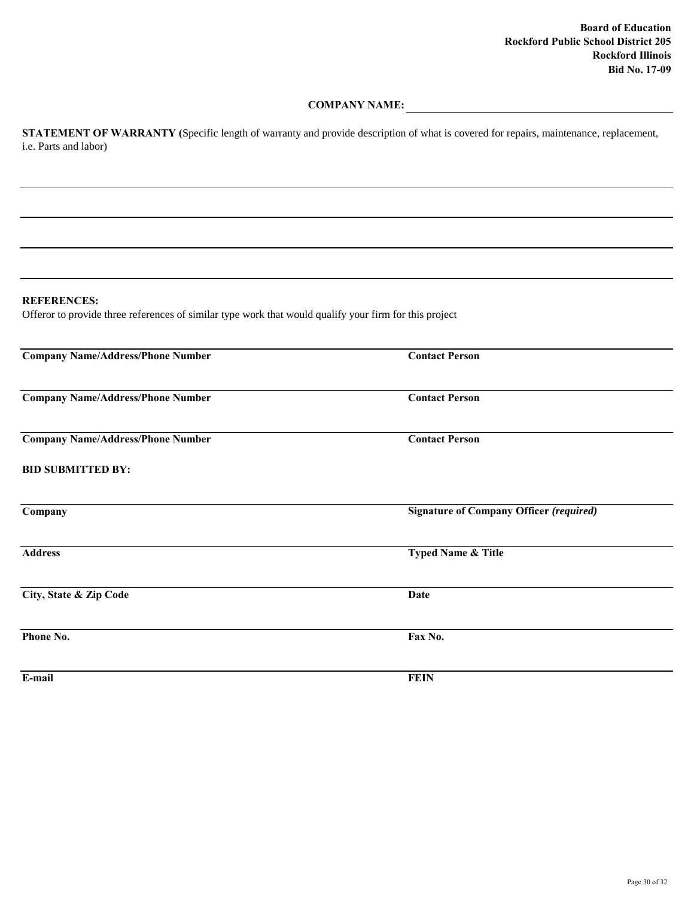**Board of Education**
**Rockford Public School District 205**
**Rockford Illinois**
**Bid No. 17-09**

**COMPANY NAME:** ______________________________

**STATEMENT OF WARRANTY (**Specific length of warranty and provide description of what is covered for repairs, maintenance, replacement, i.e. Parts and labor)

______________________________

______________________________

______________________________

______________________________

**REFERENCES:**

Offeror to provide three references of similar type work that would qualify your firm for this project

| Company Name/Address/Phone Number | Contact Person |
|---|---|
| **Company Name/Address/Phone Number** | **Contact Person** |
| **Company Name/Address/Phone Number** | **Contact Person** |

**BID SUBMITTED BY:**

| Company | Signature of Company Officer *(required)* |
|---|---|
| **Address** | **Typed Name & Title** |
| **City, State & Zip Code** | **Date** |
| **Phone No.** | **Fax No.** |
| **E-mail** | **FEIN** |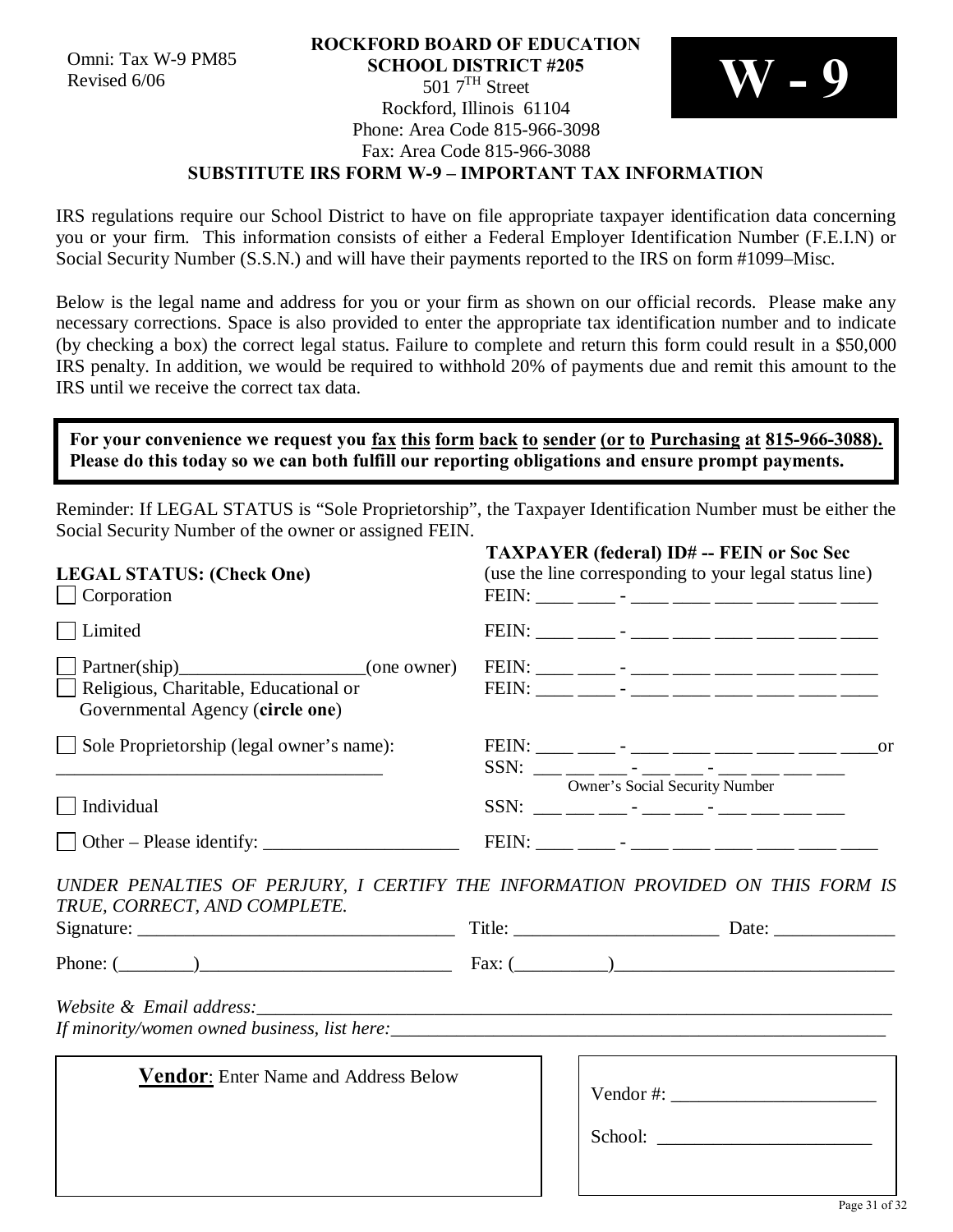Omni: Tax W-9 PM85
Revised 6/06

**ROCKFORD BOARD OF EDUCATION**
**SCHOOL DISTRICT #205**
501 7TH Street
Rockford, Illinois 61104
Phone: Area Code 815-966-3098
Fax: Area Code 815-966-3088

# W - 9

**SUBSTITUTE IRS FORM W-9 – IMPORTANT TAX INFORMATION**

IRS regulations require our School District to have on file appropriate taxpayer identification data concerning you or your firm. This information consists of either a Federal Employer Identification Number (F.E.I.N) or Social Security Number (S.S.N.) and will have their payments reported to the IRS on form #1099–Misc.

Below is the legal name and address for you or your firm as shown on our official records. Please make any necessary corrections. Space is also provided to enter the appropriate tax identification number and to indicate (by checking a box) the correct legal status. Failure to complete and return this form could result in a $50,000 IRS penalty. In addition, we would be required to withhold 20% of payments due and remit this amount to the IRS until we receive the correct tax data.

> **For your convenience we request you fax this form back to sender (or to Purchasing at 815-966-3088). Please do this today so we can both fulfill our reporting obligations and ensure prompt payments.**

Reminder: If LEGAL STATUS is "Sole Proprietorship", the Taxpayer Identification Number must be either the Social Security Number of the owner or assigned FEIN.

| **LEGAL STATUS: (Check One)** | **TAXPAYER (federal) ID# -- FEIN or Soc Sec** (use the line corresponding to your legal status line) |
|---|---|
| ☐ Corporation | FEIN: ____ ____ - ____ ____ ____ ____ ____ ____ |
| ☐ Limited | FEIN: ____ ____ - ____ ____ ____ ____ ____ ____ |
| ☐ Partner(ship)____________________(one owner) | FEIN: ____ ____ - ____ ____ ____ ____ ____ ____ |
| ☐ Religious, Charitable, Educational or Governmental Agency (**circle one**) | FEIN: ____ ____ - ____ ____ ____ ____ ____ ____ |
| ☐ Sole Proprietorship (legal owner's name): ___________________________________ | FEIN: ____ ____ - ____ ____ ____ ____ ____ ____or<br>SSN: ___ ___ ___ - ___ ___ - ___ ___ ___ ___<br>Owner's Social Security Number |
| ☐ Individual | SSN: ___ ___ ___ - ___ ___ - ___ ___ ___ ___ |
| ☐ Other – Please identify: _____________________ | FEIN: ____ ____ - ____ ____ ____ ____ ____ ____ |

*UNDER PENALTIES OF PERJURY, I CERTIFY THE INFORMATION PROVIDED ON THIS FORM IS TRUE, CORRECT, AND COMPLETE.*

Signature: __________________________________ Title: ______________________ Date: _____________

Phone: (________)___________________________ Fax: (__________)______________________________

*Website & Email address:*__________________________________________________________________

*If minority/women owned business, list here:*_______________________________________________________

| **Vendor**: Enter Name and Address Below | Vendor #: ______________________<br><br>School: _______________________ |
|---|---|
| | |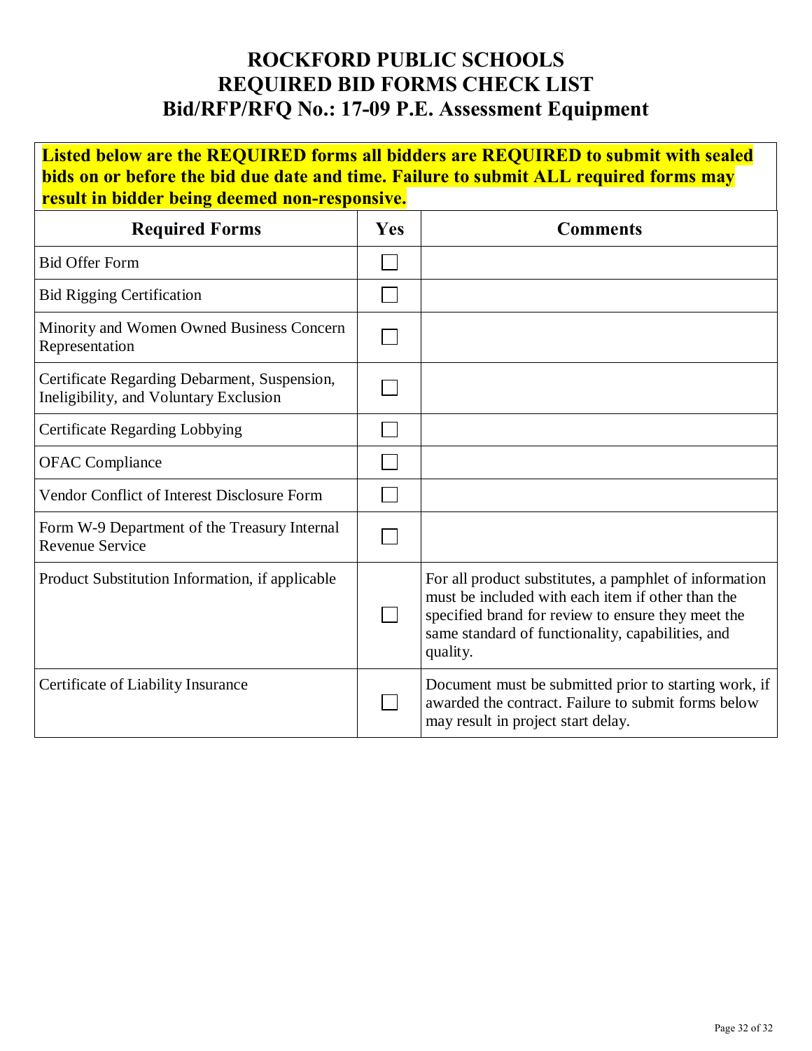# ROCKFORD PUBLIC SCHOOLS
# REQUIRED BID FORMS CHECK LIST
# Bid/RFP/RFQ No.: 17-09 P.E. Assessment Equipment

**Listed below are the REQUIRED forms all bidders are REQUIRED to submit with sealed bids on or before the bid due date and time. Failure to submit ALL required forms may result in bidder being deemed non-responsive.**

| Required Forms | Yes | Comments |
|---|---|---|
| Bid Offer Form | ☐ | |
| Bid Rigging Certification | ☐ | |
| Minority and Women Owned Business Concern Representation | ☐ | |
| Certificate Regarding Debarment, Suspension, Ineligibility, and Voluntary Exclusion | ☐ | |
| Certificate Regarding Lobbying | ☐ | |
| OFAC Compliance | ☐ | |
| Vendor Conflict of Interest Disclosure Form | ☐ | |
| Form W-9 Department of the Treasury Internal Revenue Service | ☐ | |
| Product Substitution Information, if applicable | ☐ | For all product substitutes, a pamphlet of information must be included with each item if other than the specified brand for review to ensure they meet the same standard of functionality, capabilities, and quality. |
| Certificate of Liability Insurance | ☐ | Document must be submitted prior to starting work, if awarded the contract. Failure to submit forms below may result in project start delay. |